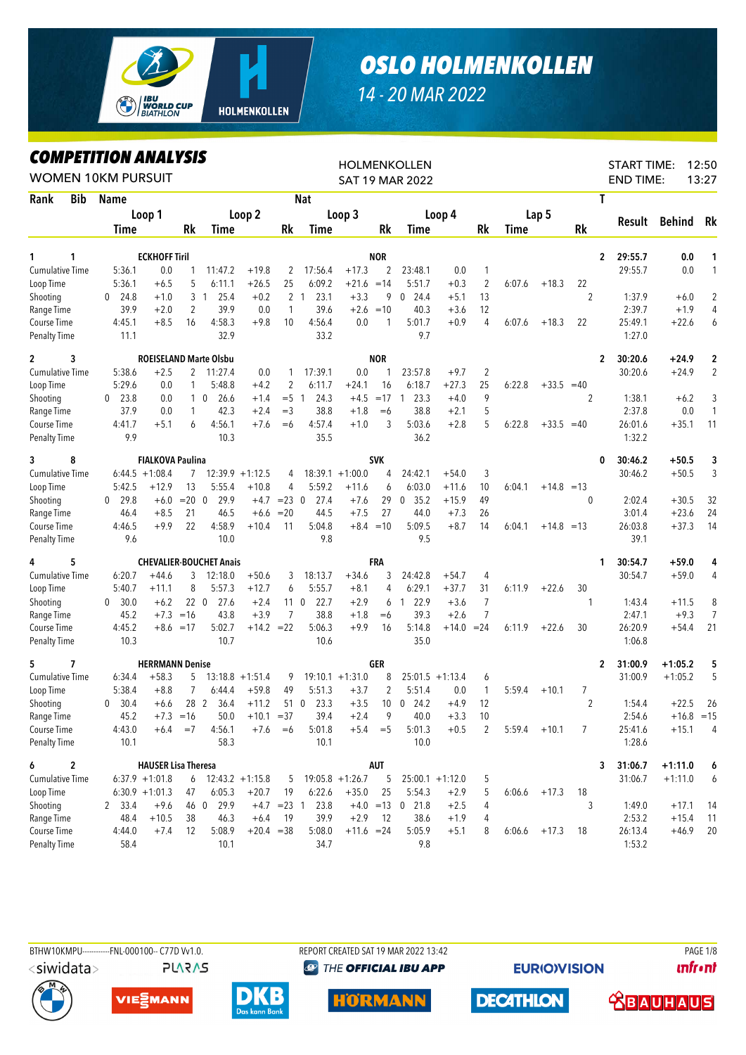# OSLO HOLMENKOLLEN

14 - 20 MAR 2022

## COMPETITION ANALYSIS

WOMEN 10KM PURSUIT

HOLMENKOLLEN
SAT 19 MAR 2022

START TIME: 12:50
END TIME: 13:27

| Rank | Bib | Name | | | | | Nat | | | | | | | | | | T | Result | Behind | Rk |
|---|---|---|---|---|---|---|---|---|---|---|---|---|---|---|---|---|---|---|---|---|
| | | Loop 1 | | | Loop 2 | | | Loop 3 | | | Loop 4 | | | Lap 5 | | | | | | |
| | | Time | | Rk | Time | | Rk | Time | | Rk | Time | | Rk | Time | | Rk | | | | |
| **1** | **1** | **ECKHOFF Tiril** | | | | | | **NOR** | | | | | | | | | **2** | **29:55.7** | **0.0** | **1** |
| Cumulative Time | | 5:36.1 | 0.0 | 1 | 11:47.2 | +19.8 | 2 | 17:56.4 | +17.3 | 2 | 23:48.1 | 0.0 | 1 | | | | | 29:55.7 | 0.0 | 1 |
| Loop Time | | 5:36.1 | +6.5 | 5 | 6:11.1 | +26.5 | 25 | 6:09.2 | +21.6 | =14 | 5:51.7 | +0.3 | 2 | 6:07.6 | +18.3 | 22 | | | | |
| Shooting | | 0 24.8 | +1.0 | 3 | 1 25.4 | +0.2 | 2 | 1 23.1 | +3.3 | 9 | 0 24.4 | +5.1 | 13 | | | | 2 | 1:37.9 | +6.0 | 2 |
| Range Time | | 39.9 | +2.0 | 2 | 39.9 | 0.0 | 1 | 39.6 | +2.6 | =10 | 40.3 | +3.6 | 12 | | | | | 2:39.7 | +1.9 | 4 |
| Course Time | | 4:45.1 | +8.5 | 16 | 4:58.3 | +9.8 | 10 | 4:56.4 | 0.0 | 1 | 5:01.7 | +0.9 | 4 | 6:07.6 | +18.3 | 22 | | 25:49.1 | +22.6 | 6 |
| Penalty Time | | 11.1 | | | 32.9 | | | 33.2 | | | 9.7 | | | | | | | 1:27.0 | | |
| **2** | **3** | **ROEISELAND Marte Olsbu** | | | | | | **NOR** | | | | | | | | | **2** | **30:20.6** | **+24.9** | **2** |
| Cumulative Time | | 5:38.6 | +2.5 | 2 | 11:27.4 | 0.0 | 1 | 17:39.1 | 0.0 | 1 | 23:57.8 | +9.7 | 2 | | | | | 30:20.6 | +24.9 | 2 |
| Loop Time | | 5:29.6 | 0.0 | 1 | 5:48.8 | +4.2 | 2 | 6:11.7 | +24.1 | 16 | 6:18.7 | +27.3 | 25 | 6:22.8 | +33.5 | =40 | | | | |
| Shooting | | 0 23.8 | 0.0 | 1 | 0 26.6 | +1.4 | =5 | 1 24.3 | +4.5 | =17 | 1 23.3 | +4.0 | 9 | | | | 2 | 1:38.1 | +6.2 | 3 |
| Range Time | | 37.9 | 0.0 | 1 | 42.3 | +2.4 | =3 | 38.8 | +1.8 | =6 | 38.8 | +2.1 | 5 | | | | | 2:37.8 | 0.0 | 1 |
| Course Time | | 4:41.7 | +5.1 | 6 | 4:56.1 | +7.6 | =6 | 4:57.4 | +1.0 | 3 | 5:03.6 | +2.8 | 5 | 6:22.8 | +33.5 | =40 | | 26:01.6 | +35.1 | 11 |
| Penalty Time | | 9.9 | | | 10.3 | | | 35.5 | | | 36.2 | | | | | | | 1:32.2 | | |
| **3** | **8** | **FIALKOVA Paulina** | | | | | | **SVK** | | | | | | | | | **0** | **30:46.2** | **+50.5** | **3** |
| Cumulative Time | | 6:44.5 | +1:08.4 | 7 | 12:39.9 | +1:12.5 | 4 | 18:39.1 | +1:00.0 | 4 | 24:42.1 | +54.0 | 3 | | | | | 30:46.2 | +50.5 | 3 |
| Loop Time | | 5:42.5 | +12.9 | 13 | 5:55.4 | +10.8 | 4 | 5:59.2 | +11.6 | 6 | 6:03.0 | +11.6 | 10 | 6:04.1 | +14.8 | =13 | | | | |
| Shooting | | 0 29.8 | +6.0 | =20 | 0 29.9 | +4.7 | =23 | 0 27.4 | +7.6 | 29 | 0 35.2 | +15.9 | 49 | | | | 0 | 2:02.4 | +30.5 | 32 |
| Range Time | | 46.4 | +8.5 | 21 | 46.5 | +6.6 | =20 | 44.5 | +7.5 | 27 | 44.0 | +7.3 | 26 | | | | | 3:01.4 | +23.6 | 24 |
| Course Time | | 4:46.5 | +9.9 | 22 | 4:58.9 | +10.4 | 11 | 5:04.8 | +8.4 | =10 | 5:09.5 | +8.7 | 14 | 6:04.1 | +14.8 | =13 | | 26:03.8 | +37.3 | 14 |
| Penalty Time | | 9.6 | | | 10.0 | | | 9.8 | | | 9.5 | | | | | | | 39.1 | | |
| **4** | **5** | **CHEVALIER-BOUCHET Anais** | | | | | | **FRA** | | | | | | | | | **1** | **30:54.7** | **+59.0** | **4** |
| Cumulative Time | | 6:20.7 | +44.6 | 3 | 12:18.0 | +50.6 | 3 | 18:13.7 | +34.6 | 3 | 24:42.8 | +54.7 | 4 | | | | | 30:54.7 | +59.0 | 4 |
| Loop Time | | 5:40.7 | +11.1 | 8 | 5:57.3 | +12.7 | 6 | 5:55.7 | +8.1 | 4 | 6:29.1 | +37.7 | 31 | 6:11.9 | +22.6 | 30 | | | | |
| Shooting | | 0 30.0 | +6.2 | 22 | 0 27.6 | +2.4 | 11 | 0 22.7 | +2.9 | 6 | 1 22.9 | +3.6 | 7 | | | | 1 | 1:43.4 | +11.5 | 8 |
| Range Time | | 45.2 | +7.3 | =16 | 43.8 | +3.9 | 7 | 38.8 | +1.8 | =6 | 39.3 | +2.6 | 7 | | | | | 2:47.1 | +9.3 | 7 |
| Course Time | | 4:45.2 | +8.6 | =17 | 5:02.7 | +14.2 | =22 | 5:06.3 | +9.9 | 16 | 5:14.8 | +14.0 | =24 | 6:11.9 | +22.6 | 30 | | 26:20.9 | +54.4 | 21 |
| Penalty Time | | 10.3 | | | 10.7 | | | 10.6 | | | 35.0 | | | | | | | 1:06.8 | | |
| **5** | **7** | **HERRMANN Denise** | | | | | | **GER** | | | | | | | | | **2** | **31:00.9** | **+1:05.2** | **5** |
| Cumulative Time | | 6:34.4 | +58.3 | 5 | 13:18.8 | +1:51.4 | 9 | 19:10.1 | +1:31.0 | 8 | 25:01.5 | +1:13.4 | 6 | | | | | 31:00.9 | +1:05.2 | 5 |
| Loop Time | | 5:38.4 | +8.8 | 7 | 6:44.4 | +59.8 | 49 | 5:51.3 | +3.7 | 2 | 5:51.4 | 0.0 | 1 | 5:59.4 | +10.1 | 7 | | | | |
| Shooting | | 0 30.4 | +6.6 | 28 | 2 36.4 | +11.2 | 51 | 0 23.3 | +3.5 | 10 | 0 24.2 | +4.9 | 12 | | | | 2 | 1:54.4 | +22.5 | 26 |
| Range Time | | 45.2 | +7.3 | =16 | 50.0 | +10.1 | =37 | 39.4 | +2.4 | 9 | 40.0 | +3.3 | 10 | | | | | 2:54.6 | +16.8 | =15 |
| Course Time | | 4:43.0 | +6.4 | =7 | 4:56.1 | +7.6 | =6 | 5:01.8 | +5.4 | =5 | 5:01.3 | +0.5 | 2 | 5:59.4 | +10.1 | 7 | | 25:41.6 | +15.1 | 4 |
| Penalty Time | | 10.1 | | | 58.3 | | | 10.1 | | | 10.0 | | | | | | | 1:28.6 | | |
| **6** | **2** | **HAUSER Lisa Theresa** | | | | | | **AUT** | | | | | | | | | **3** | **31:06.7** | **+1:11.0** | **6** |
| Cumulative Time | | 6:37.9 | +1:01.8 | 6 | 12:43.2 | +1:15.8 | 5 | 19:05.8 | +1:26.7 | 5 | 25:00.1 | +1:12.0 | 5 | | | | | 31:06.7 | +1:11.0 | 6 |
| Loop Time | | 6:30.9 | +1:01.3 | 47 | 6:05.3 | +20.7 | 19 | 6:22.6 | +35.0 | 25 | 5:54.3 | +2.9 | 5 | 6:06.6 | +17.3 | 18 | | | | |
| Shooting | | 2 33.4 | +9.6 | 46 | 0 29.9 | +4.7 | =23 | 1 23.8 | +4.0 | =13 | 0 21.8 | +2.5 | 4 | | | | 3 | 1:49.0 | +17.1 | 14 |
| Range Time | | 48.4 | +10.5 | 38 | 46.3 | +6.4 | 19 | 39.9 | +2.9 | 12 | 38.6 | +1.9 | 4 | | | | | 2:53.2 | +15.4 | 11 |
| Course Time | | 4:44.0 | +7.4 | 12 | 5:08.9 | +20.4 | =38 | 5:08.0 | +11.6 | =24 | 5:05.9 | +5.1 | 8 | 6:06.6 | +17.3 | 18 | | 26:13.4 | +46.9 | 20 |
| Penalty Time | | 58.4 | | | 10.1 | | | 34.7 | | | 9.8 | | | | | | | 1:53.2 | | |

BTHW10KMPU-----------FNL-000100-- C77D Vv1.0. REPORT CREATED SAT 19 MAR 2022 13:42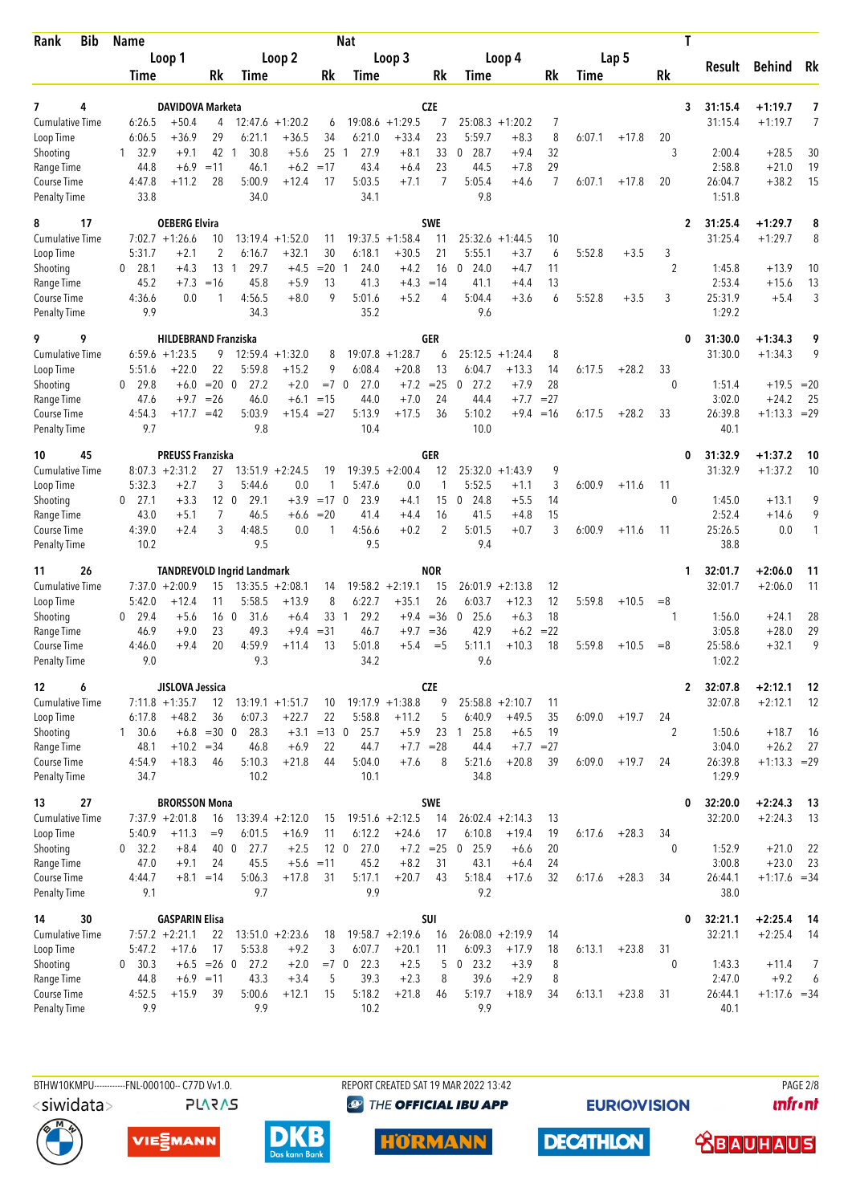| Rank | Bib | Name | | | | | | Nat | | | | | | | | | T | Result | Behind | Rk |
|---|---|---|---|---|---|---|---|---|---|---|---|---|---|---|---|---|---|---|---|---|
| | | Loop 1 | | | Loop 2 | | | Loop 3 | | | Loop 4 | | | Lap 5 | | | | | | |
| | | Time | | Rk | Time | | Rk | Time | | Rk | Time | | Rk | Time | | Rk | | | | |
| 7 | 4 | DAVIDOVA Marketa | | | | | | CZE | | | | | | | | | 3 | 31:15.4 | +1:19.7 | 7 |
| Cumulative Time | | 6:26.5 | +50.4 | 4 | 12:47.6 | +1:20.2 | 6 | 19:08.6 | +1:29.5 | 7 | 25:08.3 | +1:20.2 | 7 | | | | | 31:15.4 | +1:19.7 | 7 |
| Loop Time | | 6:06.5 | +36.9 | 29 | 6:21.1 | +36.5 | 34 | 6:21.0 | +33.4 | 23 | 5:59.7 | +8.3 | 8 | 6:07.1 | +17.8 | 20 | | | | |
| Shooting | | 1 32.9 | +9.1 | 42 | 1 30.8 | +5.6 | 25 | 1 27.9 | +8.1 | 33 | 0 28.7 | +9.4 | 32 | | | | 3 | 2:00.4 | +28.5 | 30 |
| Range Time | | 44.8 | +6.9 | =11 | 46.1 | +6.2 | =17 | 43.4 | +6.4 | 23 | 44.5 | +7.8 | 29 | | | | | 2:58.8 | +21.0 | 19 |
| Course Time | | 4:47.8 | +11.2 | 28 | 5:00.9 | +12.4 | 17 | 5:03.5 | +7.1 | 7 | 5:05.4 | +4.6 | 7 | 6:07.1 | +17.8 | 20 | | 26:04.7 | +38.2 | 15 |
| Penalty Time | | 33.8 | | | 34.0 | | | 34.1 | | | 9.8 | | | | | | | 1:51.8 | | |
| 8 | 17 | OEBERG Elvira | | | | | | SWE | | | | | | | | | 2 | 31:25.4 | +1:29.7 | 8 |
| Cumulative Time | | 7:02.7 | +1:26.6 | 10 | 13:19.4 | +1:52.0 | 11 | 19:37.5 | +1:58.4 | 11 | 25:32.6 | +1:44.5 | 10 | | | | | 31:25.4 | +1:29.7 | 8 |
| Loop Time | | 5:31.7 | +2.1 | 2 | 6:16.7 | +32.1 | 30 | 6:18.1 | +30.5 | 21 | 5:55.1 | +3.7 | 6 | 5:52.8 | +3.5 | 3 | | | | |
| Shooting | | 0 28.1 | +4.3 | 13 | 1 29.7 | +4.5 | =20 | 1 24.0 | +4.2 | 16 | 0 24.0 | +4.7 | 11 | | | | 2 | 1:45.8 | +13.9 | 10 |
| Range Time | | 45.2 | +7.3 | =16 | 45.8 | +5.9 | 13 | 41.3 | +4.3 | =14 | 41.1 | +4.4 | 13 | | | | | 2:53.4 | +15.6 | 13 |
| Course Time | | 4:36.6 | 0.0 | 1 | 4:56.5 | +8.0 | 9 | 5:01.6 | +5.2 | 4 | 5:04.4 | +3.6 | 6 | 5:52.8 | +3.5 | 3 | | 25:31.9 | +5.4 | 3 |
| Penalty Time | | 9.9 | | | 34.3 | | | 35.2 | | | 9.6 | | | | | | | 1:29.2 | | |
| 9 | 9 | HILDEBRAND Franziska | | | | | | GER | | | | | | | | | 0 | 31:30.0 | +1:34.3 | 9 |
| Cumulative Time | | 6:59.6 | +1:23.5 | 9 | 12:59.4 | +1:32.0 | 8 | 19:07.8 | +1:28.7 | 6 | 25:12.5 | +1:24.4 | 8 | | | | | 31:30.0 | +1:34.3 | 9 |
| Loop Time | | 5:51.6 | +22.0 | 22 | 5:59.8 | +15.2 | 9 | 6:08.4 | +20.8 | 13 | 6:04.7 | +13.3 | 14 | 6:17.5 | +28.2 | 33 | | | | |
| Shooting | | 0 29.8 | +6.0 | =20 | 0 27.2 | +2.0 | =7 | 0 27.0 | +7.2 | =25 | 0 27.2 | +7.9 | 28 | | | | 0 | 1:51.4 | +19.5 | =20 |
| Range Time | | 47.6 | +9.7 | =26 | 46.0 | +6.1 | =15 | 44.0 | +7.0 | 24 | 44.4 | +7.7 | =27 | | | | | 3:02.0 | +24.2 | 25 |
| Course Time | | 4:54.3 | +17.7 | =42 | 5:03.9 | +15.4 | =27 | 5:13.9 | +17.5 | 36 | 5:10.2 | +9.4 | =16 | 6:17.5 | +28.2 | 33 | | 26:39.8 | +1:13.3 | =29 |
| Penalty Time | | 9.7 | | | 9.8 | | | 10.4 | | | 10.0 | | | | | | | 40.1 | | |
| 10 | 45 | PREUSS Franziska | | | | | | GER | | | | | | | | | 0 | 31:32.9 | +1:37.2 | 10 |
| Cumulative Time | | 8:07.3 | +2:31.2 | 27 | 13:51.9 | +2:24.5 | 19 | 19:39.5 | +2:00.4 | 12 | 25:32.0 | +1:43.9 | 9 | | | | | 31:32.9 | +1:37.2 | 10 |
| Loop Time | | 5:32.3 | +2.7 | 3 | 5:44.6 | 0.0 | 1 | 5:47.6 | 0.0 | 1 | 5:52.5 | +1.1 | 3 | 6:00.9 | +11.6 | 11 | | | | |
| Shooting | | 0 27.1 | +3.3 | 12 | 0 29.1 | +3.9 | =17 | 0 23.9 | +4.1 | 15 | 0 24.8 | +5.5 | 14 | | | | 0 | 1:45.0 | +13.1 | 9 |
| Range Time | | 43.0 | +5.1 | 7 | 46.5 | +6.6 | =20 | 41.4 | +4.4 | 16 | 41.5 | +4.8 | 15 | | | | | 2:52.4 | +14.6 | 9 |
| Course Time | | 4:39.0 | +2.4 | 3 | 4:48.5 | 0.0 | 1 | 4:56.6 | +0.2 | 2 | 5:01.5 | +0.7 | 3 | 6:00.9 | +11.6 | 11 | | 25:26.5 | 0.0 | 1 |
| Penalty Time | | 10.2 | | | 9.5 | | | 9.5 | | | 9.4 | | | | | | | 38.8 | | |
| 11 | 26 | TANDREVOLD Ingrid Landmark | | | | | | NOR | | | | | | | | | 1 | 32:01.7 | +2:06.0 | 11 |
| Cumulative Time | | 7:37.0 | +2:00.9 | 15 | 13:35.5 | +2:08.1 | 14 | 19:58.2 | +2:19.1 | 15 | 26:01.9 | +2:13.8 | 12 | | | | | 32:01.7 | +2:06.0 | 11 |
| Loop Time | | 5:42.0 | +12.4 | 11 | 5:58.5 | +13.9 | 8 | 6:22.7 | +35.1 | 26 | 6:03.7 | +12.3 | 12 | 5:59.8 | +10.5 | =8 | | | | |
| Shooting | | 0 29.4 | +5.6 | 16 | 0 31.6 | +6.4 | 33 | 1 29.2 | +9.4 | =36 | 0 25.6 | +6.3 | 18 | | | | 1 | 1:56.0 | +24.1 | 28 |
| Range Time | | 46.9 | +9.0 | 23 | 49.3 | +9.4 | =31 | 46.7 | +9.7 | =36 | 42.9 | +6.2 | =22 | | | | | 3:05.8 | +28.0 | 29 |
| Course Time | | 4:46.0 | +9.4 | 20 | 4:59.9 | +11.4 | 13 | 5:01.8 | +5.4 | =5 | 5:11.1 | +10.3 | 18 | 5:59.8 | +10.5 | =8 | | 25:58.6 | +32.1 | 9 |
| Penalty Time | | 9.0 | | | 9.3 | | | 34.2 | | | 9.6 | | | | | | | 1:02.2 | | |
| 12 | 6 | JISLOVA Jessica | | | | | | CZE | | | | | | | | | 2 | 32:07.8 | +2:12.1 | 12 |
| Cumulative Time | | 7:11.8 | +1:35.7 | 12 | 13:19.1 | +1:51.7 | 10 | 19:17.9 | +1:38.8 | 9 | 25:58.8 | +2:10.7 | 11 | | | | | 32:07.8 | +2:12.1 | 12 |
| Loop Time | | 6:17.8 | +48.2 | 36 | 6:07.3 | +22.7 | 22 | 5:58.8 | +11.2 | 5 | 6:40.9 | +49.5 | 35 | 6:09.0 | +19.7 | 24 | | | | |
| Shooting | | 1 30.6 | +6.8 | =30 | 0 28.3 | +3.1 | =13 | 0 25.7 | +5.9 | 23 | 1 25.8 | +6.5 | 19 | | | | 2 | 1:50.6 | +18.7 | 16 |
| Range Time | | 48.1 | +10.2 | =34 | 46.8 | +6.9 | 22 | 44.7 | +7.7 | =28 | 44.4 | +7.7 | =27 | | | | | 3:04.0 | +26.2 | 27 |
| Course Time | | 4:54.9 | +18.3 | 46 | 5:10.3 | +21.8 | 44 | 5:04.0 | +7.6 | 8 | 5:21.6 | +20.8 | 39 | 6:09.0 | +19.7 | 24 | | 26:39.8 | +1:13.3 | =29 |
| Penalty Time | | 34.7 | | | 10.2 | | | 10.1 | | | 34.8 | | | | | | | 1:29.9 | | |
| 13 | 27 | BRORSSON Mona | | | | | | SWE | | | | | | | | | 0 | 32:20.0 | +2:24.3 | 13 |
| Cumulative Time | | 7:37.9 | +2:01.8 | 16 | 13:39.4 | +2:12.0 | 15 | 19:51.6 | +2:12.5 | 14 | 26:02.4 | +2:14.3 | 13 | | | | | 32:20.0 | +2:24.3 | 13 |
| Loop Time | | 5:40.9 | +11.3 | =9 | 6:01.5 | +16.9 | 11 | 6:12.2 | +24.6 | 17 | 6:10.8 | +19.4 | 19 | 6:17.6 | +28.3 | 34 | | | | |
| Shooting | | 0 32.2 | +8.4 | 40 | 0 27.7 | +2.5 | 12 | 0 27.0 | +7.2 | =25 | 0 25.9 | +6.6 | 20 | | | | 0 | 1:52.9 | +21.0 | 22 |
| Range Time | | 47.0 | +9.1 | 24 | 45.5 | +5.6 | =11 | 45.2 | +8.2 | 31 | 43.1 | +6.4 | 24 | | | | | 3:00.8 | +23.0 | 23 |
| Course Time | | 4:44.7 | +8.1 | =14 | 5:06.3 | +17.8 | 31 | 5:17.1 | +20.7 | 43 | 5:18.4 | +17.6 | 32 | 6:17.6 | +28.3 | 34 | | 26:44.1 | +1:17.6 | =34 |
| Penalty Time | | 9.1 | | | 9.7 | | | 9.9 | | | 9.2 | | | | | | | 38.0 | | |
| 14 | 30 | GASPARIN Elisa | | | | | | SUI | | | | | | | | | 0 | 32:21.1 | +2:25.4 | 14 |
| Cumulative Time | | 7:57.2 | +2:21.1 | 22 | 13:51.0 | +2:23.6 | 18 | 19:58.7 | +2:19.6 | 16 | 26:08.0 | +2:19.9 | 14 | | | | | 32:21.1 | +2:25.4 | 14 |
| Loop Time | | 5:47.2 | +17.6 | 17 | 5:53.8 | +9.2 | 3 | 6:07.7 | +20.1 | 11 | 6:09.3 | +17.9 | 18 | 6:13.1 | +23.8 | 31 | | | | |
| Shooting | | 0 30.3 | +6.5 | =26 | 0 27.2 | +2.0 | =7 | 0 22.3 | +2.5 | 5 | 0 23.2 | +3.9 | 8 | | | | 0 | 1:43.3 | +11.4 | 7 |
| Range Time | | 44.8 | +6.9 | =11 | 43.3 | +3.4 | 5 | 39.3 | +2.3 | 8 | 39.6 | +2.9 | 8 | | | | | 2:47.0 | +9.2 | 6 |
| Course Time | | 4:52.5 | +15.9 | 39 | 5:00.6 | +12.1 | 15 | 5:18.2 | +21.8 | 46 | 5:19.7 | +18.9 | 34 | 6:13.1 | +23.8 | 31 | | 26:44.1 | +1:17.6 | =34 |
| Penalty Time | | 9.9 | | | 9.9 | | | 10.2 | | | 9.9 | | | | | | | 40.1 | | |

BTHW10KMPU-----------FNL-000100-- C77D Vv1.0. REPORT CREATED SAT 19 MAR 2022 13:42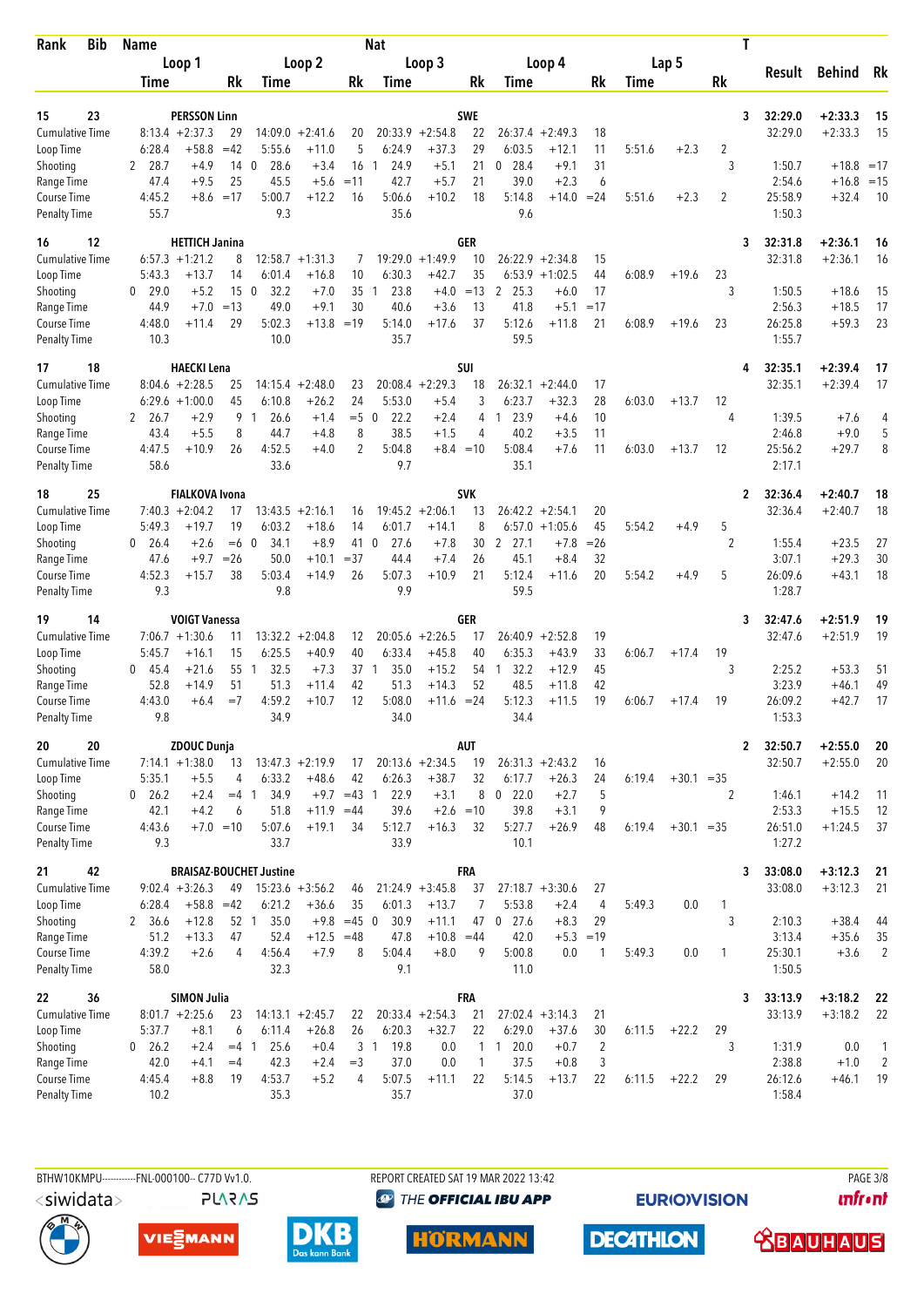| Rank | Bib | Name | | | | | Nat | | | | | | | | | T | Result | Behind | Rk |
|---|---|---|---|---|---|---|---|---|---|---|---|---|---|---|---|---|---|---|---|
| | | Loop 1 | | | Loop 2 | | | Loop 3 | | | Loop 4 | | | Lap 5 | | | | | |
| | | Time | | Rk | Time | | Rk | Time | | Rk | Time | | Rk | Time | | Rk | | | |
| 15 | 23 | PERSSON Linn | | | | | SWE | | | | | | | | | 3 | 32:29.0 | +2:33.3 | 15 |
| Cumulative Time | | 8:13.4 | +2:37.3 | 29 | 14:09.0 | +2:41.6 | 20 | 20:33.9 | +2:54.8 | 22 | 26:37.4 | +2:49.3 | 18 | | | | 32:29.0 | +2:33.3 | 15 |
| Loop Time | | 6:28.4 | +58.8 | =42 | 5:55.6 | +11.0 | 5 | 6:24.9 | +37.3 | 29 | 6:03.5 | +12.1 | 11 | 5:51.6 | +2.3 | 2 | | | |
| Shooting | | 2 28.7 | +4.9 | 14 | 0 28.6 | +3.4 | 16 | 1 24.9 | +5.1 | 21 | 0 28.4 | +9.1 | 31 | | | 3 | 1:50.7 | +18.8 | =17 |
| Range Time | | 47.4 | +9.5 | 25 | 45.5 | +5.6 | =11 | 42.7 | +5.7 | 21 | 39.0 | +2.3 | 6 | | | | 2:54.6 | +16.8 | =15 |
| Course Time | | 4:45.2 | +8.6 | =17 | 5:00.7 | +12.2 | 16 | 5:06.6 | +10.2 | 18 | 5:14.8 | +14.0 | =24 | 5:51.6 | +2.3 | 2 | 25:58.9 | +32.4 | 10 |
| Penalty Time | | 55.7 | | | 9.3 | | | 35.6 | | | 9.6 | | | | | | 1:50.3 | | |
| 16 | 12 | HETTICH Janina | | | | | GER | | | | | | | | | 3 | 32:31.8 | +2:36.1 | 16 |
| Cumulative Time | | 6:57.3 | +1:21.2 | 8 | 12:58.7 | +1:31.3 | 7 | 19:29.0 | +1:49.9 | 10 | 26:22.9 | +2:34.8 | 15 | | | | 32:31.8 | +2:36.1 | 16 |
| Loop Time | | 5:43.3 | +13.7 | 14 | 6:01.4 | +16.8 | 10 | 6:30.3 | +42.7 | 35 | 6:53.9 | +1:02.5 | 44 | 6:08.9 | +19.6 | 23 | | | |
| Shooting | | 0 29.0 | +5.2 | 15 | 0 32.2 | +7.0 | 35 | 1 23.8 | +4.0 | =13 | 2 25.3 | +6.0 | 17 | | | 3 | 1:50.5 | +18.6 | 15 |
| Range Time | | 44.9 | +7.0 | =13 | 49.0 | +9.1 | 30 | 40.6 | +3.6 | 13 | 41.8 | +5.1 | =17 | | | | 2:56.3 | +18.5 | 17 |
| Course Time | | 4:48.0 | +11.4 | 29 | 5:02.3 | +13.8 | =19 | 5:14.0 | +17.6 | 37 | 5:12.6 | +11.8 | 21 | 6:08.9 | +19.6 | 23 | 26:25.8 | +59.3 | 23 |
| Penalty Time | | 10.3 | | | 10.0 | | | 35.7 | | | 59.5 | | | | | | 1:55.7 | | |
| 17 | 18 | HAECKI Lena | | | | | SUI | | | | | | | | | 4 | 32:35.1 | +2:39.4 | 17 |
| Cumulative Time | | 8:04.6 | +2:28.5 | 25 | 14:15.4 | +2:48.0 | 23 | 20:08.4 | +2:29.3 | 18 | 26:32.1 | +2:44.0 | 17 | | | | 32:35.1 | +2:39.4 | 17 |
| Loop Time | | 6:29.6 | +1:00.0 | 45 | 6:10.8 | +26.2 | 24 | 5:53.0 | +5.4 | 3 | 6:23.7 | +32.3 | 28 | 6:03.0 | +13.7 | 12 | | | |
| Shooting | | 2 26.7 | +2.9 | 9 | 1 26.6 | +1.4 | =5 | 0 22.2 | +2.4 | 4 | 1 23.9 | +4.6 | 10 | | | 4 | 1:39.5 | +7.6 | 4 |
| Range Time | | 43.4 | +5.5 | 8 | 44.7 | +4.8 | 8 | 38.5 | +1.5 | 4 | 40.2 | +3.5 | 11 | | | | 2:46.8 | +9.0 | 5 |
| Course Time | | 4:47.5 | +10.9 | 26 | 4:52.5 | +4.0 | 2 | 5:04.8 | +8.4 | =10 | 5:08.4 | +7.6 | 11 | 6:03.0 | +13.7 | 12 | 25:56.2 | +29.7 | 8 |
| Penalty Time | | 58.6 | | | 33.6 | | | 9.7 | | | 35.1 | | | | | | 2:17.1 | | |
| 18 | 25 | FIALKOVA Ivona | | | | | SVK | | | | | | | | | 2 | 32:36.4 | +2:40.7 | 18 |
| Cumulative Time | | 7:40.3 | +2:04.2 | 17 | 13:43.5 | +2:16.1 | 16 | 19:45.2 | +2:06.1 | 13 | 26:42.2 | +2:54.1 | 20 | | | | 32:36.4 | +2:40.7 | 18 |
| Loop Time | | 5:49.3 | +19.7 | 19 | 6:03.2 | +18.6 | 14 | 6:01.7 | +14.1 | 8 | 6:57.0 | +1:05.6 | 45 | 5:54.2 | +4.9 | 5 | | | |
| Shooting | | 0 26.4 | +2.6 | =6 | 0 34.1 | +8.9 | 41 | 0 27.6 | +7.8 | 30 | 2 27.1 | +7.8 | =26 | | | 2 | 1:55.4 | +23.5 | 27 |
| Range Time | | 47.6 | +9.7 | =26 | 50.0 | +10.1 | =37 | 44.4 | +7.4 | 26 | 45.1 | +8.4 | 32 | | | | 3:07.1 | +29.3 | 30 |
| Course Time | | 4:52.3 | +15.7 | 38 | 5:03.4 | +14.9 | 26 | 5:07.3 | +10.9 | 21 | 5:12.4 | +11.6 | 20 | 5:54.2 | +4.9 | 5 | 26:09.6 | +43.1 | 18 |
| Penalty Time | | 9.3 | | | 9.8 | | | 9.9 | | | 59.5 | | | | | | 1:28.7 | | |
| 19 | 14 | VOIGT Vanessa | | | | | GER | | | | | | | | | 3 | 32:47.6 | +2:51.9 | 19 |
| Cumulative Time | | 7:06.7 | +1:30.6 | 11 | 13:32.2 | +2:04.8 | 12 | 20:05.6 | +2:26.5 | 17 | 26:40.9 | +2:52.8 | 19 | | | | 32:47.6 | +2:51.9 | 19 |
| Loop Time | | 5:45.7 | +16.1 | 15 | 6:25.5 | +40.9 | 40 | 6:33.4 | +45.8 | 40 | 6:35.3 | +43.9 | 33 | 6:06.7 | +17.4 | 19 | | | |
| Shooting | | 0 45.4 | +21.6 | 55 | 1 32.5 | +7.3 | 37 | 1 35.0 | +15.2 | 54 | 1 32.2 | +12.9 | 45 | | | 3 | 2:25.2 | +53.3 | 51 |
| Range Time | | 52.8 | +14.9 | 51 | 51.3 | +11.4 | 42 | 51.3 | +14.3 | 52 | 48.5 | +11.8 | 42 | | | | 3:23.9 | +46.1 | 49 |
| Course Time | | 4:43.0 | +6.4 | =7 | 4:59.2 | +10.7 | 12 | 5:08.0 | +11.6 | =24 | 5:12.3 | +11.5 | 19 | 6:06.7 | +17.4 | 19 | 26:09.2 | +42.7 | 17 |
| Penalty Time | | 9.8 | | | 34.9 | | | 34.0 | | | 34.4 | | | | | | 1:53.3 | | |
| 20 | 20 | ZDOUC Dunja | | | | | AUT | | | | | | | | | 2 | 32:50.7 | +2:55.0 | 20 |
| Cumulative Time | | 7:14.1 | +1:38.0 | 13 | 13:47.3 | +2:19.9 | 17 | 20:13.6 | +2:34.5 | 19 | 26:31.3 | +2:43.2 | 16 | | | | 32:50.7 | +2:55.0 | 20 |
| Loop Time | | 5:35.1 | +5.5 | 4 | 6:33.2 | +48.6 | 42 | 6:26.3 | +38.7 | 32 | 6:17.7 | +26.3 | 24 | 6:19.4 | +30.1 | =35 | | | |
| Shooting | | 0 26.2 | +2.4 | =4 | 1 34.9 | +9.7 | =43 | 1 22.9 | +3.1 | 8 | 0 22.0 | +2.7 | 5 | | | 2 | 1:46.1 | +14.2 | 11 |
| Range Time | | 42.1 | +4.2 | 6 | 51.8 | +11.9 | =44 | 39.6 | +2.6 | =10 | 39.8 | +3.1 | 9 | | | | 2:53.3 | +15.5 | 12 |
| Course Time | | 4:43.6 | +7.0 | =10 | 5:07.6 | +19.1 | 34 | 5:12.7 | +16.3 | 32 | 5:27.7 | +26.9 | 48 | 6:19.4 | +30.1 | =35 | 26:51.0 | +1:24.5 | 37 |
| Penalty Time | | 9.3 | | | 33.7 | | | 33.9 | | | 10.1 | | | | | | 1:27.2 | | |
| 21 | 42 | BRAISAZ-BOUCHET Justine | | | | | FRA | | | | | | | | | 3 | 33:08.0 | +3:12.3 | 21 |
| Cumulative Time | | 9:02.4 | +3:26.3 | 49 | 15:23.6 | +3:56.2 | 46 | 21:24.9 | +3:45.8 | 37 | 27:18.7 | +3:30.6 | 27 | | | | 33:08.0 | +3:12.3 | 21 |
| Loop Time | | 6:28.4 | +58.8 | =42 | 6:21.2 | +36.6 | 35 | 6:01.3 | +13.7 | 7 | 5:53.8 | +2.4 | 4 | 5:49.3 | 0.0 | 1 | | | |
| Shooting | | 2 36.6 | +12.8 | 52 | 1 35.0 | +9.8 | =45 | 0 30.9 | +11.1 | 47 | 0 27.6 | +8.3 | 29 | | | 3 | 2:10.3 | +38.4 | 44 |
| Range Time | | 51.2 | +13.3 | 47 | 52.4 | +12.5 | =48 | 47.8 | +10.8 | =44 | 42.0 | +5.3 | =19 | | | | 3:13.4 | +35.6 | 35 |
| Course Time | | 4:39.2 | +2.6 | 4 | 4:56.4 | +7.9 | 8 | 5:04.4 | +8.0 | 9 | 5:00.8 | 0.0 | 1 | 5:49.3 | 0.0 | 1 | 25:30.1 | +3.6 | 2 |
| Penalty Time | | 58.0 | | | 32.3 | | | 9.1 | | | 11.0 | | | | | | 1:50.5 | | |
| 22 | 36 | SIMON Julia | | | | | FRA | | | | | | | | | 3 | 33:13.9 | +3:18.2 | 22 |
| Cumulative Time | | 8:01.7 | +2:25.6 | 23 | 14:13.1 | +2:45.7 | 22 | 20:33.4 | +2:54.3 | 21 | 27:02.4 | +3:14.3 | 21 | | | | 33:13.9 | +3:18.2 | 22 |
| Loop Time | | 5:37.7 | +8.1 | 6 | 6:11.4 | +26.8 | 26 | 6:20.3 | +32.7 | 22 | 6:29.0 | +37.6 | 30 | 6:11.5 | +22.2 | 29 | | | |
| Shooting | | 0 26.2 | +2.4 | =4 | 1 25.6 | +0.4 | 3 | 1 19.8 | 0.0 | 1 | 1 20.0 | +0.7 | 2 | | | 3 | 1:31.9 | 0.0 | 1 |
| Range Time | | 42.0 | +4.1 | =4 | 42.3 | +2.4 | =3 | 37.0 | 0.0 | 1 | 37.5 | +0.8 | 3 | | | | 2:38.8 | +1.0 | 2 |
| Course Time | | 4:45.4 | +8.8 | 19 | 4:53.7 | +5.2 | 4 | 5:07.5 | +11.1 | 22 | 5:14.5 | +13.7 | 22 | 6:11.5 | +22.2 | 29 | 26:12.6 | +46.1 | 19 |
| Penalty Time | | 10.2 | | | 35.3 | | | 35.7 | | | 37.0 | | | | | | 1:58.4 | | |

BTHW10KMPU-----------FNL-000100-- C77D Vv1.0. REPORT CREATED SAT 19 MAR 2022 13:42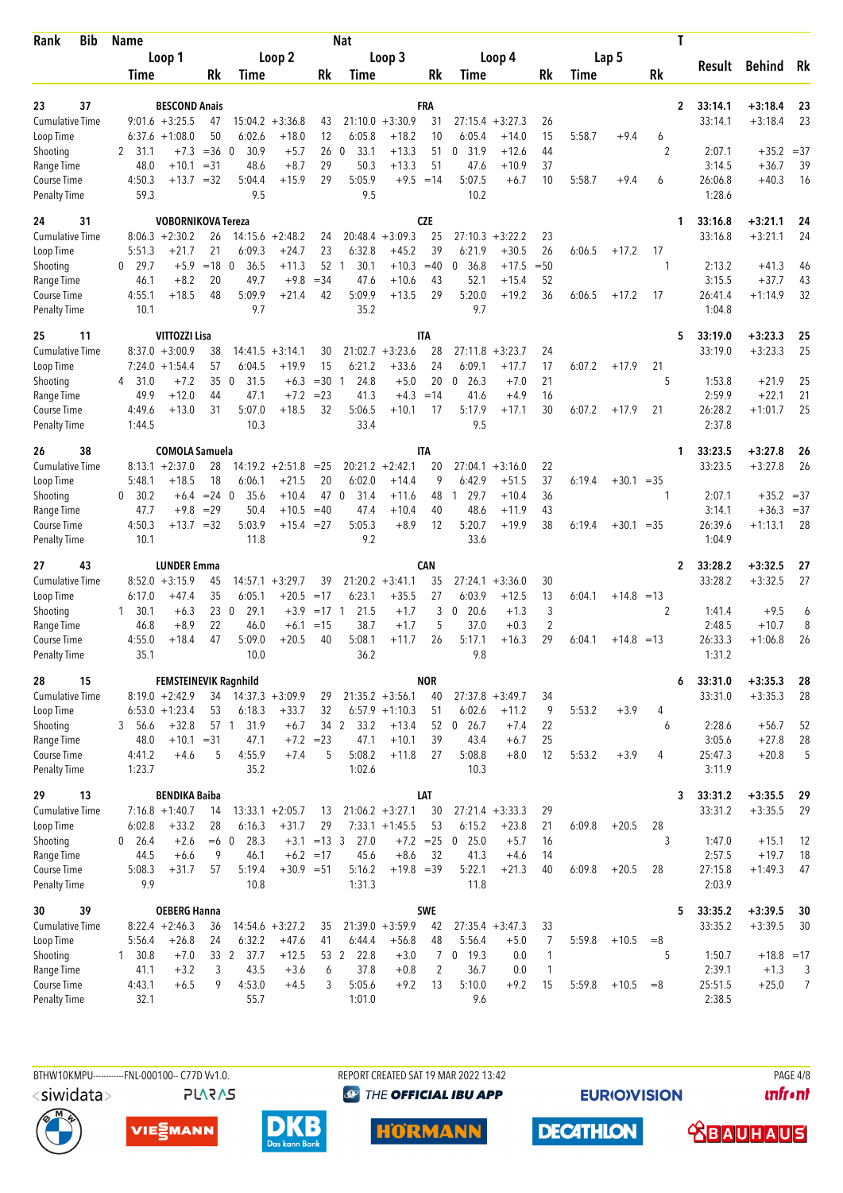| Rank | Bib | Name | | | | | Nat | | | | | | | | | T | Result | Behind | Rk |
|---|---|---|---|---|---|---|---|---|---|---|---|---|---|---|---|---|---|---|---|
| | | Loop 1 | | | Loop 2 | | | Loop 3 | | | Loop 4 | | | Lap 5 | | | | | |
| | | Time | | Rk | Time | | Rk | Time | | Rk | Time | | Rk | Time | | Rk | | | |
| 23 | 37 | BESCOND Anais | | | | | FRA | | | | | | | | | 2 | 33:14.1 | +3:18.4 | 23 |
| Cumulative Time | | 9:01.6 | +3:25.5 | 47 | 15:04.2 | +3:36.8 | 43 | 21:10.0 | +3:30.9 | 31 | 27:15.4 | +3:27.3 | 26 | | | | 33:14.1 | +3:18.4 | 23 |
| Loop Time | | 6:37.6 | +1:08.0 | 50 | 6:02.6 | +18.0 | 12 | 6:05.8 | +18.2 | 10 | 6:05.4 | +14.0 | 15 | 5:58.7 | +9.4 | 6 | | | |
| Shooting | | 2 31.1 | +7.3 | =36 | 0 30.9 | +5.7 | 26 | 0 33.1 | +13.3 | 51 | 0 31.9 | +12.6 | 44 | | | 2 | 2:07.1 | +35.2 | =37 |
| Range Time | | 48.0 | +10.1 | =31 | 48.6 | +8.7 | 29 | 50.3 | +13.3 | 51 | 47.6 | +10.9 | 37 | | | | 3:14.5 | +36.7 | 39 |
| Course Time | | 4:50.3 | +13.7 | =32 | 5:04.4 | +15.9 | 29 | 5:05.9 | +9.5 | =14 | 5:07.5 | +6.7 | 10 | 5:58.7 | +9.4 | 6 | 26:06.8 | +40.3 | 16 |
| Penalty Time | | 59.3 | | | 9.5 | | | 9.5 | | | 10.2 | | | | | | 1:28.6 | | |
| 24 | 31 | VOBORNIKOVA Tereza | | | | | CZE | | | | | | | | | 1 | 33:16.8 | +3:21.1 | 24 |
| Cumulative Time | | 8:06.3 | +2:30.2 | 26 | 14:15.6 | +2:48.2 | 24 | 20:48.4 | +3:09.3 | 25 | 27:10.3 | +3:22.2 | 23 | | | | 33:16.8 | +3:21.1 | 24 |
| Loop Time | | 5:51.3 | +21.7 | 21 | 6:09.3 | +24.7 | 23 | 6:32.8 | +45.2 | 39 | 6:21.9 | +30.5 | 26 | 6:06.5 | +17.2 | 17 | | | |
| Shooting | | 0 29.7 | +5.9 | =18 | 0 36.5 | +11.3 | 52 | 1 30.1 | +10.3 | =40 | 0 36.8 | +17.5 | =50 | | | 1 | 2:13.2 | +41.3 | 46 |
| Range Time | | 46.1 | +8.2 | 20 | 49.7 | +9.8 | =34 | 47.6 | +10.6 | 43 | 52.1 | +15.4 | 52 | | | | 3:15.5 | +37.7 | 43 |
| Course Time | | 4:55.1 | +18.5 | 48 | 5:09.9 | +21.4 | 42 | 5:09.9 | +13.5 | 29 | 5:20.0 | +19.2 | 36 | 6:06.5 | +17.2 | 17 | 26:41.4 | +1:14.9 | 32 |
| Penalty Time | | 10.1 | | | 9.7 | | | 35.2 | | | 9.7 | | | | | | 1:04.8 | | |
| 25 | 11 | VITTOZZI Lisa | | | | | ITA | | | | | | | | | 5 | 33:19.0 | +3:23.3 | 25 |
| Cumulative Time | | 8:37.0 | +3:00.9 | 38 | 14:41.5 | +3:14.1 | 30 | 21:02.7 | +3:23.6 | 28 | 27:11.8 | +3:23.7 | 24 | | | | 33:19.0 | +3:23.3 | 25 |
| Loop Time | | 7:24.0 | +1:54.4 | 57 | 6:04.5 | +19.9 | 15 | 6:21.2 | +33.6 | 24 | 6:09.1 | +17.7 | 17 | 6:07.2 | +17.9 | 21 | | | |
| Shooting | | 4 31.0 | +7.2 | 35 | 0 31.5 | +6.3 | =30 | 1 24.8 | +5.0 | 20 | 0 26.3 | +7.0 | 21 | | | 5 | 1:53.8 | +21.9 | 25 |
| Range Time | | 49.9 | +12.0 | 44 | 47.1 | +7.2 | =23 | 41.3 | +4.3 | =14 | 41.6 | +4.9 | 16 | | | | 2:59.9 | +22.1 | 21 |
| Course Time | | 4:49.6 | +13.0 | 31 | 5:07.0 | +18.5 | 32 | 5:06.5 | +10.1 | 17 | 5:17.9 | +17.1 | 30 | 6:07.2 | +17.9 | 21 | 26:28.2 | +1:01.7 | 25 |
| Penalty Time | | 1:44.5 | | | 10.3 | | | 33.4 | | | 9.5 | | | | | | 2:37.8 | | |
| 26 | 38 | COMOLA Samuela | | | | | ITA | | | | | | | | | 1 | 33:23.5 | +3:27.8 | 26 |
| Cumulative Time | | 8:13.1 | +2:37.0 | 28 | 14:19.2 | +2:51.8 | =25 | 20:21.2 | +2:42.1 | 20 | 27:04.1 | +3:16.0 | 22 | | | | 33:23.5 | +3:27.8 | 26 |
| Loop Time | | 5:48.1 | +18.5 | 18 | 6:06.1 | +21.5 | 20 | 6:02.0 | +14.4 | 9 | 6:42.9 | +51.5 | 37 | 6:19.4 | +30.1 | =35 | | | |
| Shooting | | 0 30.2 | +6.4 | =24 | 0 35.6 | +10.4 | 47 | 0 31.4 | +11.6 | 48 | 1 29.7 | +10.4 | 36 | | | 1 | 2:07.1 | +35.2 | =37 |
| Range Time | | 47.7 | +9.8 | =29 | 50.4 | +10.5 | =40 | 47.4 | +10.4 | 40 | 48.6 | +11.9 | 43 | | | | 3:14.1 | +36.3 | =37 |
| Course Time | | 4:50.3 | +13.7 | =32 | 5:03.9 | +15.4 | =27 | 5:05.3 | +8.9 | 12 | 5:20.7 | +19.9 | 38 | 6:19.4 | +30.1 | =35 | 26:39.6 | +1:13.1 | 28 |
| Penalty Time | | 10.1 | | | 11.8 | | | 9.2 | | | 33.6 | | | | | | 1:04.9 | | |
| 27 | 43 | LUNDER Emma | | | | | CAN | | | | | | | | | 2 | 33:28.2 | +3:32.5 | 27 |
| Cumulative Time | | 8:52.0 | +3:15.9 | 45 | 14:57.1 | +3:29.7 | 39 | 21:20.2 | +3:41.1 | 35 | 27:24.1 | +3:36.0 | 30 | | | | 33:28.2 | +3:32.5 | 27 |
| Loop Time | | 6:17.0 | +47.4 | 35 | 6:05.1 | +20.5 | =17 | 6:23.1 | +35.5 | 27 | 6:03.9 | +12.5 | 13 | 6:04.1 | +14.8 | =13 | | | |
| Shooting | | 1 30.1 | +6.3 | 23 | 0 29.1 | +3.9 | =17 | 1 21.5 | +1.7 | 3 | 0 20.6 | +1.3 | 3 | | | 2 | 1:41.4 | +9.5 | 6 |
| Range Time | | 46.8 | +8.9 | 22 | 46.0 | +6.1 | =15 | 38.7 | +1.7 | 5 | 37.0 | +0.3 | 2 | | | | 2:48.5 | +10.7 | 8 |
| Course Time | | 4:55.0 | +18.4 | 47 | 5:09.0 | +20.5 | 40 | 5:08.1 | +11.7 | 26 | 5:17.1 | +16.3 | 29 | 6:04.1 | +14.8 | =13 | 26:33.3 | +1:06.8 | 26 |
| Penalty Time | | 35.1 | | | 10.0 | | | 36.2 | | | 9.8 | | | | | | 1:31.2 | | |
| 28 | 15 | FEMSTEINEVIK Ragnhild | | | | | NOR | | | | | | | | | 6 | 33:31.0 | +3:35.3 | 28 |
| Cumulative Time | | 8:19.0 | +2:42.9 | 34 | 14:37.3 | +3:09.9 | 29 | 21:35.2 | +3:56.1 | 40 | 27:37.8 | +3:49.7 | 34 | | | | 33:31.0 | +3:35.3 | 28 |
| Loop Time | | 6:53.0 | +1:23.4 | 53 | 6:18.3 | +33.7 | 32 | 6:57.9 | +1:10.3 | 51 | 6:02.6 | +11.2 | 9 | 5:53.2 | +3.9 | 4 | | | |
| Shooting | | 3 56.6 | +32.8 | 57 | 1 31.9 | +6.7 | 34 | 2 33.2 | +13.4 | 52 | 0 26.7 | +7.4 | 22 | | | 6 | 2:28.6 | +56.7 | 52 |
| Range Time | | 48.0 | +10.1 | =31 | 47.1 | +7.2 | =23 | 47.1 | +10.1 | 39 | 43.4 | +6.7 | 25 | | | | 3:05.6 | +27.8 | 28 |
| Course Time | | 4:41.2 | +4.6 | 5 | 4:55.9 | +7.4 | 5 | 5:08.2 | +11.8 | 27 | 5:08.8 | +8.0 | 12 | 5:53.2 | +3.9 | 4 | 25:47.3 | +20.8 | 5 |
| Penalty Time | | 1:23.7 | | | 35.2 | | | 1:02.6 | | | 10.3 | | | | | | 3:11.9 | | |
| 29 | 13 | BENDIKA Baiba | | | | | LAT | | | | | | | | | 3 | 33:31.2 | +3:35.5 | 29 |
| Cumulative Time | | 7:16.8 | +1:40.7 | 14 | 13:33.1 | +2:05.7 | 13 | 21:06.2 | +3:27.1 | 30 | 27:21.4 | +3:33.3 | 29 | | | | 33:31.2 | +3:35.5 | 29 |
| Loop Time | | 6:02.8 | +33.2 | 28 | 6:16.3 | +31.7 | 29 | 7:33.1 | +1:45.5 | 53 | 6:15.2 | +23.8 | 21 | 6:09.8 | +20.5 | 28 | | | |
| Shooting | | 0 26.4 | +2.6 | =6 | 0 28.3 | +3.1 | =13 | 3 27.0 | +7.2 | =25 | 0 25.0 | +5.7 | 16 | | | 3 | 1:47.0 | +15.1 | 12 |
| Range Time | | 44.5 | +6.6 | 9 | 46.1 | +6.2 | =17 | 45.6 | +8.6 | 32 | 41.3 | +4.6 | 14 | | | | 2:57.5 | +19.7 | 18 |
| Course Time | | 5:08.3 | +31.7 | 57 | 5:19.4 | +30.9 | =51 | 5:16.2 | +19.8 | =39 | 5:22.1 | +21.3 | 40 | 6:09.8 | +20.5 | 28 | 27:15.8 | +1:49.3 | 47 |
| Penalty Time | | 9.9 | | | 10.8 | | | 1:31.3 | | | 11.8 | | | | | | 2:03.9 | | |
| 30 | 39 | OEBERG Hanna | | | | | SWE | | | | | | | | | 5 | 33:35.2 | +3:39.5 | 30 |
| Cumulative Time | | 8:22.4 | +2:46.3 | 36 | 14:54.6 | +3:27.2 | 35 | 21:39.0 | +3:59.9 | 42 | 27:35.4 | +3:47.3 | 33 | | | | 33:35.2 | +3:39.5 | 30 |
| Loop Time | | 5:56.4 | +26.8 | 24 | 6:32.2 | +47.6 | 41 | 6:44.4 | +56.8 | 48 | 5:56.4 | +5.0 | 7 | 5:59.8 | +10.5 | =8 | | | |
| Shooting | | 1 30.8 | +7.0 | 33 | 2 37.7 | +12.5 | 53 | 2 22.8 | +3.0 | 7 | 0 19.3 | 0.0 | 1 | | | 5 | 1:50.7 | +18.8 | =17 |
| Range Time | | 41.1 | +3.2 | 3 | 43.5 | +3.6 | 6 | 37.8 | +0.8 | 2 | 36.7 | 0.0 | 1 | | | | 2:39.1 | +1.3 | 3 |
| Course Time | | 4:43.1 | +6.5 | 9 | 4:53.0 | +4.5 | 3 | 5:05.6 | +9.2 | 13 | 5:10.0 | +9.2 | 15 | 5:59.8 | +10.5 | =8 | 25:51.5 | +25.0 | 7 |
| Penalty Time | | 32.1 | | | 55.7 | | | 1:01.0 | | | 9.6 | | | | | | 2:38.5 | | |

BTHW10KMPU-----------FNL-000100-- C77D Vv1.0. REPORT CREATED SAT 19 MAR 2022 13:42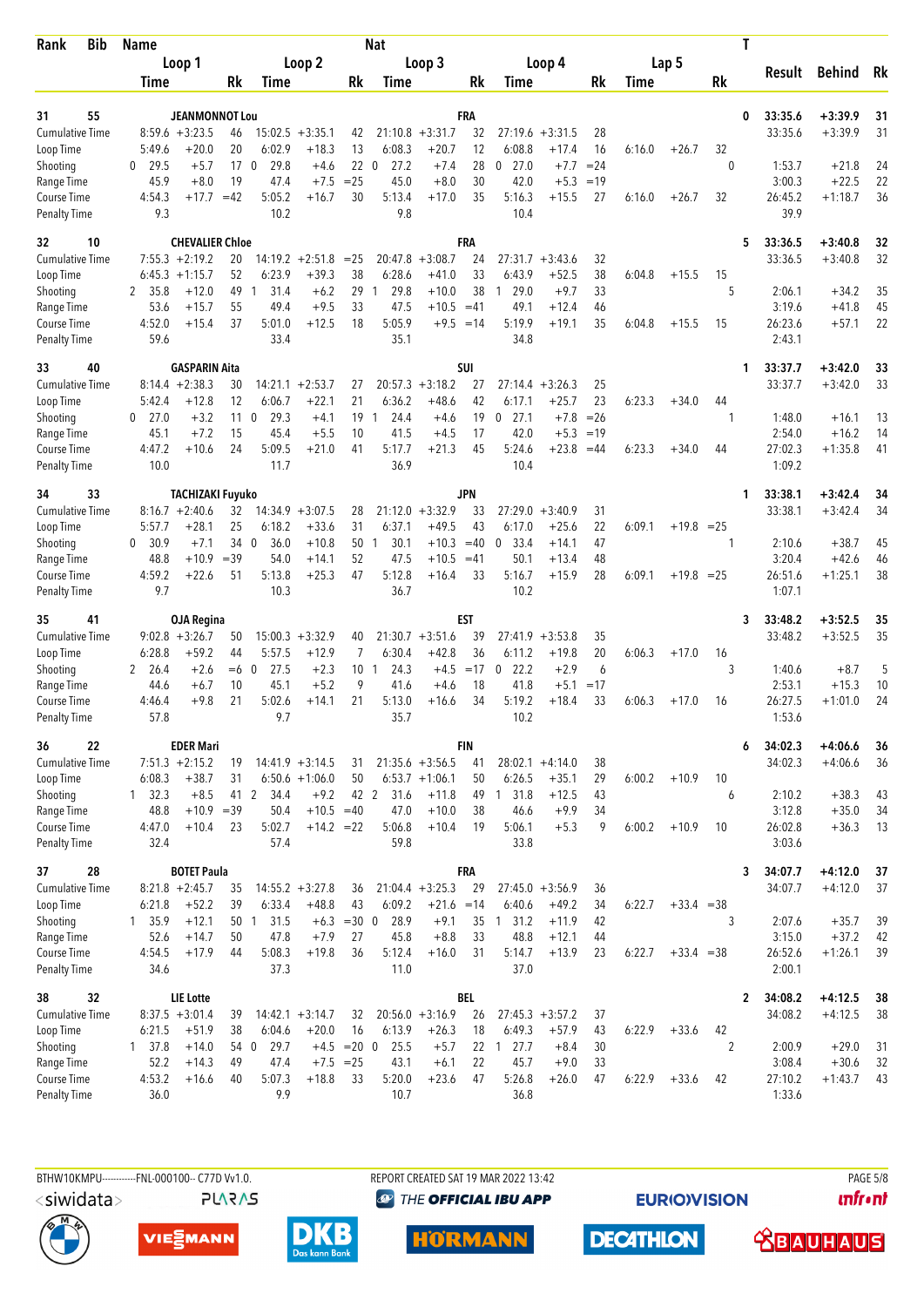| Rank | Bib | Name | | | Nat | | | | | | | | | | T | Result | Behind | Rk |
|---|---|---|---|---|---|---|---|---|---|---|---|---|---|---|---|---|---|---|
| | | Loop 1 | | | Loop 2 | | | Loop 3 | | | Loop 4 | | | Lap 5 | | | | |
| | | Time | | Rk | Time | | Rk | Time | | Rk | Time | | Rk | Time | | Rk | | |
| 31 | 55 | JEANMONNOT Lou | | | | | | FRA | | | | | | | 0 | 33:35.6 | +3:39.9 | 31 |
| Cumulative Time | | 8:59.6 | +3:23.5 | 46 | 15:02.5 | +3:35.1 | 42 | 21:10.8 | +3:31.7 | 32 | 27:19.6 | +3:31.5 | 28 | | | 33:35.6 | +3:39.9 | 31 |
| Loop Time | | 5:49.6 | +20.0 | 20 | 6:02.9 | +18.3 | 13 | 6:08.3 | +20.7 | 12 | 6:08.8 | +17.4 | 16 | 6:16.0 | +26.7 | 32 | | |
| Shooting | | 0 29.5 | +5.7 | 17 | 0 29.8 | +4.6 | 22 | 0 27.2 | +7.4 | 28 | 0 27.0 | +7.7 | =24 | | | 0 | 1:53.7 | +21.8 | 24 |
| Range Time | | 45.9 | +8.0 | 19 | 47.4 | +7.5 | =25 | 45.0 | +8.0 | 30 | 42.0 | +5.3 | =19 | | | 3:00.3 | +22.5 | 22 |
| Course Time | | 4:54.3 | +17.7 | =42 | 5:05.2 | +16.7 | 30 | 5:13.4 | +17.0 | 35 | 5:16.3 | +15.5 | 27 | 6:16.0 | +26.7 | 32 | 26:45.2 | +1:18.7 | 36 |
| Penalty Time | | 9.3 | | | 10.2 | | | 9.8 | | | 10.4 | | | | | | 39.9 | | |
| 32 | 10 | CHEVALIER Chloe | | | | | | FRA | | | | | | | 5 | 33:36.5 | +3:40.8 | 32 |
| Cumulative Time | | 7:55.3 | +2:19.2 | 20 | 14:19.2 | +2:51.8 | =25 | 20:47.8 | +3:08.7 | 24 | 27:31.7 | +3:43.6 | 32 | | | 33:36.5 | +3:40.8 | 32 |
| Loop Time | | 6:45.3 | +1:15.7 | 52 | 6:23.9 | +39.3 | 38 | 6:28.6 | +41.0 | 33 | 6:43.9 | +52.5 | 38 | 6:04.8 | +15.5 | 15 | | |
| Shooting | | 2 35.8 | +12.0 | 49 | 1 31.4 | +6.2 | 29 | 1 29.8 | +10.0 | 38 | 1 29.0 | +9.7 | 33 | | | 5 | 2:06.1 | +34.2 | 35 |
| Range Time | | 53.6 | +15.7 | 55 | 49.4 | +9.5 | 33 | 47.5 | +10.5 | =41 | 49.1 | +12.4 | 46 | | | 3:19.6 | +41.8 | 45 |
| Course Time | | 4:52.0 | +15.4 | 37 | 5:01.0 | +12.5 | 18 | 5:05.9 | +9.5 | =14 | 5:19.9 | +19.1 | 35 | 6:04.8 | +15.5 | 15 | 26:23.6 | +57.1 | 22 |
| Penalty Time | | 59.6 | | | 33.4 | | | 35.1 | | | 34.8 | | | | | | 2:43.1 | | |
| 33 | 40 | GASPARIN Aita | | | | | | SUI | | | | | | | 1 | 33:37.7 | +3:42.0 | 33 |
| Cumulative Time | | 8:14.4 | +2:38.3 | 30 | 14:21.1 | +2:53.7 | 27 | 20:57.3 | +3:18.2 | 27 | 27:14.4 | +3:26.3 | 25 | | | 33:37.7 | +3:42.0 | 33 |
| Loop Time | | 5:42.4 | +12.8 | 12 | 6:06.7 | +22.1 | 21 | 6:36.2 | +48.6 | 42 | 6:17.1 | +25.7 | 23 | 6:23.3 | +34.0 | 44 | | |
| Shooting | | 0 27.0 | +3.2 | 11 | 0 29.3 | +4.1 | 19 | 1 24.4 | +4.6 | 19 | 0 27.1 | +7.8 | =26 | | | 1 | 1:48.0 | +16.1 | 13 |
| Range Time | | 45.1 | +7.2 | 15 | 45.4 | +5.5 | 10 | 41.5 | +4.5 | 17 | 42.0 | +5.3 | =19 | | | 2:54.0 | +16.2 | 14 |
| Course Time | | 4:47.2 | +10.6 | 24 | 5:09.5 | +21.0 | 41 | 5:17.7 | +21.3 | 45 | 5:24.6 | +23.8 | =44 | 6:23.3 | +34.0 | 44 | 27:02.3 | +1:35.8 | 41 |
| Penalty Time | | 10.0 | | | 11.7 | | | 36.9 | | | 10.4 | | | | | | 1:09.2 | | |
| 34 | 33 | TACHIZAKI Fuyuko | | | | | | JPN | | | | | | | 1 | 33:38.1 | +3:42.4 | 34 |
| Cumulative Time | | 8:16.7 | +2:40.6 | 32 | 14:34.9 | +3:07.5 | 28 | 21:12.0 | +3:32.9 | 33 | 27:29.0 | +3:40.9 | 31 | | | 33:38.1 | +3:42.4 | 34 |
| Loop Time | | 5:57.7 | +28.1 | 25 | 6:18.2 | +33.6 | 31 | 6:37.1 | +49.5 | 43 | 6:17.0 | +25.6 | 22 | 6:09.1 | +19.8 | =25 | | |
| Shooting | | 0 30.9 | +7.1 | 34 | 0 36.0 | +10.8 | 50 | 1 30.1 | +10.3 | =40 | 0 33.4 | +14.1 | 47 | | | 1 | 2:10.6 | +38.7 | 45 |
| Range Time | | 48.8 | +10.9 | =39 | 54.0 | +14.1 | 52 | 47.5 | +10.5 | =41 | 50.1 | +13.4 | 48 | | | 3:20.4 | +42.6 | 46 |
| Course Time | | 4:59.2 | +22.6 | 51 | 5:13.8 | +25.3 | 47 | 5:12.8 | +16.4 | 33 | 5:16.7 | +15.9 | 28 | 6:09.1 | +19.8 | =25 | 26:51.6 | +1:25.1 | 38 |
| Penalty Time | | 9.7 | | | 10.3 | | | 36.7 | | | 10.2 | | | | | | 1:07.1 | | |
| 35 | 41 | OJA Regina | | | | | | EST | | | | | | | 3 | 33:48.2 | +3:52.5 | 35 |
| Cumulative Time | | 9:02.8 | +3:26.7 | 50 | 15:00.3 | +3:32.9 | 40 | 21:30.7 | +3:51.6 | 39 | 27:41.9 | +3:53.8 | 35 | | | 33:48.2 | +3:52.5 | 35 |
| Loop Time | | 6:28.8 | +59.2 | 44 | 5:57.5 | +12.9 | 7 | 6:30.4 | +42.8 | 36 | 6:11.2 | +19.8 | 20 | 6:06.3 | +17.0 | 16 | | |
| Shooting | | 2 26.4 | +2.6 | =6 | 0 27.5 | +2.3 | 10 | 1 24.3 | +4.5 | =17 | 0 22.2 | +2.9 | 6 | | | 3 | 1:40.6 | +8.7 | 5 |
| Range Time | | 44.6 | +6.7 | 10 | 45.1 | +5.2 | 9 | 41.6 | +4.6 | 18 | 41.8 | +5.1 | =17 | | | 2:53.1 | +15.3 | 10 |
| Course Time | | 4:46.4 | +9.8 | 21 | 5:02.6 | +14.1 | 21 | 5:13.0 | +16.6 | 34 | 5:19.2 | +18.4 | 33 | 6:06.3 | +17.0 | 16 | 26:27.5 | +1:01.0 | 24 |
| Penalty Time | | 57.8 | | | 9.7 | | | 35.7 | | | 10.2 | | | | | | 1:53.6 | | |
| 36 | 22 | EDER Mari | | | | | | FIN | | | | | | | 6 | 34:02.3 | +4:06.6 | 36 |
| Cumulative Time | | 7:51.3 | +2:15.2 | 19 | 14:41.9 | +3:14.5 | 31 | 21:35.6 | +3:56.5 | 41 | 28:02.1 | +4:14.0 | 38 | | | 34:02.3 | +4:06.6 | 36 |
| Loop Time | | 6:08.3 | +38.7 | 31 | 6:50.6 | +1:06.0 | 50 | 6:53.7 | +1:06.1 | 50 | 6:26.5 | +35.1 | 29 | 6:00.2 | +10.9 | 10 | | |
| Shooting | | 1 32.3 | +8.5 | 41 | 2 34.4 | +9.2 | 42 | 2 31.6 | +11.8 | 49 | 1 31.8 | +12.5 | 43 | | | 6 | 2:10.2 | +38.3 | 43 |
| Range Time | | 48.8 | +10.9 | =39 | 50.4 | +10.5 | =40 | 47.0 | +10.0 | 38 | 46.6 | +9.9 | 34 | | | 3:12.8 | +35.0 | 34 |
| Course Time | | 4:47.0 | +10.4 | 23 | 5:02.7 | +14.2 | =22 | 5:06.8 | +10.4 | 19 | 5:06.1 | +5.3 | 9 | 6:00.2 | +10.9 | 10 | 26:02.8 | +36.3 | 13 |
| Penalty Time | | 32.4 | | | 57.4 | | | 59.8 | | | 33.8 | | | | | | 3:03.6 | | |
| 37 | 28 | BOTET Paula | | | | | | FRA | | | | | | | 3 | 34:07.7 | +4:12.0 | 37 |
| Cumulative Time | | 8:21.8 | +2:45.7 | 35 | 14:55.2 | +3:27.8 | 36 | 21:04.4 | +3:25.3 | 29 | 27:45.0 | +3:56.9 | 36 | | | 34:07.7 | +4:12.0 | 37 |
| Loop Time | | 6:21.8 | +52.2 | 39 | 6:33.4 | +48.8 | 43 | 6:09.2 | +21.6 | =14 | 6:40.6 | +49.2 | 34 | 6:22.7 | +33.4 | =38 | | |
| Shooting | | 1 35.9 | +12.1 | 50 | 1 31.5 | +6.3 | =30 | 0 28.9 | +9.1 | 35 | 1 31.2 | +11.9 | 42 | | | 3 | 2:07.6 | +35.7 | 39 |
| Range Time | | 52.6 | +14.7 | 50 | 47.8 | +7.9 | 27 | 45.8 | +8.8 | 33 | 48.8 | +12.1 | 44 | | | 3:15.0 | +37.2 | 42 |
| Course Time | | 4:54.5 | +17.9 | 44 | 5:08.3 | +19.8 | 36 | 5:12.4 | +16.0 | 31 | 5:14.7 | +13.9 | 23 | 6:22.7 | +33.4 | =38 | 26:52.6 | +1:26.1 | 39 |
| Penalty Time | | 34.6 | | | 37.3 | | | 11.0 | | | 37.0 | | | | | | 2:00.1 | | |
| 38 | 32 | LIE Lotte | | | | | | BEL | | | | | | | 2 | 34:08.2 | +4:12.5 | 38 |
| Cumulative Time | | 8:37.5 | +3:01.4 | 39 | 14:42.1 | +3:14.7 | 32 | 20:56.0 | +3:16.9 | 26 | 27:45.3 | +3:57.2 | 37 | | | 34:08.2 | +4:12.5 | 38 |
| Loop Time | | 6:21.5 | +51.9 | 38 | 6:04.6 | +20.0 | 16 | 6:13.9 | +26.3 | 18 | 6:49.3 | +57.9 | 43 | 6:22.9 | +33.6 | 42 | | |
| Shooting | | 1 37.8 | +14.0 | 54 | 0 29.7 | +4.5 | =20 | 0 25.5 | +5.7 | 22 | 1 27.7 | +8.4 | 30 | | | 2 | 2:00.9 | +29.0 | 31 |
| Range Time | | 52.2 | +14.3 | 49 | 47.4 | +7.5 | =25 | 43.1 | +6.1 | 22 | 45.7 | +9.0 | 33 | | | 3:08.4 | +30.6 | 32 |
| Course Time | | 4:53.2 | +16.6 | 40 | 5:07.3 | +18.8 | 33 | 5:20.0 | +23.6 | 47 | 5:26.8 | +26.0 | 47 | 6:22.9 | +33.6 | 42 | 27:10.2 | +1:43.7 | 43 |
| Penalty Time | | 36.0 | | | 9.9 | | | 10.7 | | | 36.8 | | | | | | 1:33.6 | | |

BTHW10KMPU-----------FNL-000100-- C77D Vv1.0. REPORT CREATED SAT 19 MAR 2022 13:42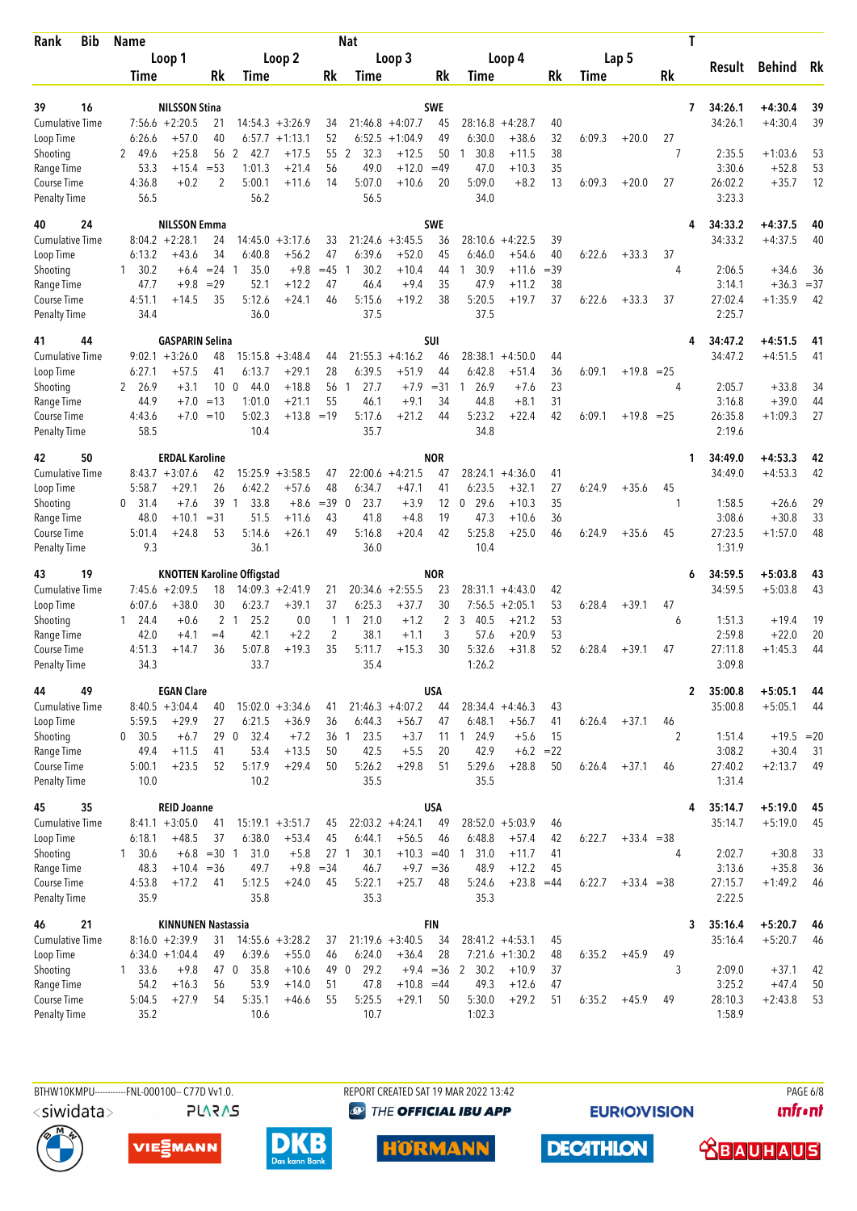| Rank | Bib | Name | | | | | | Nat | | | | | | | | | T | Result | Behind | Rk |
|---|---|---|---|---|---|---|---|---|---|---|---|---|---|---|---|---|---|---|---|---|
| | | Loop 1 | | | Loop 2 | | | Loop 3 | | | Loop 4 | | | Lap 5 | | | | | | |
| | | Time | | Rk | Time | | Rk | Time | | Rk | Time | | Rk | Time | | Rk | | | | |
| 39 | 16 | NILSSON Stina | | | | | | SWE | | | | | | | | | 7 | 34:26.1 | +4:30.4 | 39 |
| Cumulative Time | | 7:56.6 | +2:20.5 | 21 | 14:54.3 | +3:26.9 | 34 | 21:46.8 | +4:07.7 | 45 | 28:16.8 | +4:28.7 | 40 | | | | | 34:26.1 | +4:30.4 | 39 |
| Loop Time | | 6:26.6 | +57.0 | 40 | 6:57.7 | +1:13.1 | 52 | 6:52.5 | +1:04.9 | 49 | 6:30.0 | +38.6 | 32 | 6:09.3 | +20.0 | 27 | | | | |
| Shooting | | 2  49.6 | +25.8 | 56 | 2  42.7 | +17.5 | 55 | 2  32.3 | +12.5 | 50 | 1  30.8 | +11.5 | 38 | | | | 7 | 2:35.5 | +1:03.6 | 53 |
| Range Time | | 53.3 | +15.4 | =53 | 1:01.3 | +21.4 | 56 | 49.0 | +12.0 | =49 | 47.0 | +10.3 | 35 | | | | | 3:30.6 | +52.8 | 53 |
| Course Time | | 4:36.8 | +0.2 | 2 | 5:00.1 | +11.6 | 14 | 5:07.0 | +10.6 | 20 | 5:09.0 | +8.2 | 13 | 6:09.3 | +20.0 | 27 | | 26:02.2 | +35.7 | 12 |
| Penalty Time | | 56.5 | | | 56.2 | | | 56.5 | | | 34.0 | | | | | | | 3:23.3 | | |
| 40 | 24 | NILSSON Emma | | | | | | SWE | | | | | | | | | 4 | 34:33.2 | +4:37.5 | 40 |
| Cumulative Time | | 8:04.2 | +2:28.1 | 24 | 14:45.0 | +3:17.6 | 33 | 21:24.6 | +3:45.5 | 36 | 28:10.6 | +4:22.5 | 39 | | | | | 34:33.2 | +4:37.5 | 40 |
| Loop Time | | 6:13.2 | +43.6 | 34 | 6:40.8 | +56.2 | 47 | 6:39.6 | +52.0 | 45 | 6:46.0 | +54.6 | 40 | 6:22.6 | +33.3 | 37 | | | | |
| Shooting | | 1  30.2 | +6.4 | =24 | 1  35.0 | +9.8 | =45 | 1  30.2 | +10.4 | 44 | 1  30.9 | +11.6 | =39 | | | | 4 | 2:06.5 | +34.6 | 36 |
| Range Time | | 47.7 | +9.8 | =29 | 52.1 | +12.2 | 47 | 46.4 | +9.4 | 35 | 47.9 | +11.2 | 38 | | | | | 3:14.1 | +36.3 | =37 |
| Course Time | | 4:51.1 | +14.5 | 35 | 5:12.6 | +24.1 | 46 | 5:15.6 | +19.2 | 38 | 5:20.5 | +19.7 | 37 | 6:22.6 | +33.3 | 37 | | 27:02.4 | +1:35.9 | 42 |
| Penalty Time | | 34.4 | | | 36.0 | | | 37.5 | | | 37.5 | | | | | | | 2:25.7 | | |
| 41 | 44 | GASPARIN Selina | | | | | | SUI | | | | | | | | | 4 | 34:47.2 | +4:51.5 | 41 |
| Cumulative Time | | 9:02.1 | +3:26.0 | 48 | 15:15.8 | +3:48.4 | 44 | 21:55.3 | +4:16.2 | 46 | 28:38.1 | +4:50.0 | 44 | | | | | 34:47.2 | +4:51.5 | 41 |
| Loop Time | | 6:27.1 | +57.5 | 41 | 6:13.7 | +29.1 | 28 | 6:39.5 | +51.9 | 44 | 6:42.8 | +51.4 | 36 | 6:09.1 | +19.8 | =25 | | | | |
| Shooting | | 2  26.9 | +3.1 | 10 | 0  44.0 | +18.8 | 56 | 1  27.7 | +7.9 | =31 | 1  26.9 | +7.6 | 23 | | | | 4 | 2:05.7 | +33.8 | 34 |
| Range Time | | 44.9 | +7.0 | =13 | 1:01.0 | +21.1 | 55 | 46.1 | +9.1 | 34 | 44.8 | +8.1 | 31 | | | | | 3:16.8 | +39.0 | 44 |
| Course Time | | 4:43.6 | +7.0 | =10 | 5:02.3 | +13.8 | =19 | 5:17.6 | +21.2 | 44 | 5:23.2 | +22.4 | 42 | 6:09.1 | +19.8 | =25 | | 26:35.8 | +1:09.3 | 27 |
| Penalty Time | | 58.5 | | | 10.4 | | | 35.7 | | | 34.8 | | | | | | | 2:19.6 | | |
| 42 | 50 | ERDAL Karoline | | | | | | NOR | | | | | | | | | 1 | 34:49.0 | +4:53.3 | 42 |
| Cumulative Time | | 8:43.7 | +3:07.6 | 42 | 15:25.9 | +3:58.5 | 47 | 22:00.6 | +4:21.5 | 47 | 28:24.1 | +4:36.0 | 41 | | | | | 34:49.0 | +4:53.3 | 42 |
| Loop Time | | 5:58.7 | +29.1 | 26 | 6:42.2 | +57.6 | 48 | 6:34.7 | +47.1 | 41 | 6:23.5 | +32.1 | 27 | 6:24.9 | +35.6 | 45 | | | | |
| Shooting | | 0  31.4 | +7.6 | 39 | 1  33.8 | +8.6 | =39 | 0  23.7 | +3.9 | 12 | 0  29.6 | +10.3 | 35 | | | | 1 | 1:58.5 | +26.6 | 29 |
| Range Time | | 48.0 | +10.1 | =31 | 51.5 | +11.6 | 43 | 41.8 | +4.8 | 19 | 47.3 | +10.6 | 36 | | | | | 3:08.6 | +30.8 | 33 |
| Course Time | | 5:01.4 | +24.8 | 53 | 5:14.6 | +26.1 | 49 | 5:16.8 | +20.4 | 42 | 5:25.8 | +25.0 | 46 | 6:24.9 | +35.6 | 45 | | 27:23.5 | +1:57.0 | 48 |
| Penalty Time | | 9.3 | | | 36.1 | | | 36.0 | | | 10.4 | | | | | | | 1:31.9 | | |
| 43 | 19 | KNOTTEN Karoline Offigstad | | | | | | NOR | | | | | | | | | 6 | 34:59.5 | +5:03.8 | 43 |
| Cumulative Time | | 7:45.6 | +2:09.5 | 18 | 14:09.3 | +2:41.9 | 21 | 20:34.6 | +2:55.5 | 23 | 28:31.1 | +4:43.0 | 42 | | | | | 34:59.5 | +5:03.8 | 43 |
| Loop Time | | 6:07.6 | +38.0 | 30 | 6:23.7 | +39.1 | 37 | 6:25.3 | +37.7 | 30 | 7:56.5 | +2:05.1 | 53 | 6:28.4 | +39.1 | 47 | | | | |
| Shooting | | 1  24.4 | +0.6 | 2 | 1  25.2 | 0.0 | 1 | 1  21.0 | +1.2 | 2 | 3  40.5 | +21.2 | 53 | | | | 6 | 1:51.3 | +19.4 | 19 |
| Range Time | | 42.0 | +4.1 | =4 | 42.1 | +2.2 | 2 | 38.1 | +1.1 | 3 | 57.6 | +20.9 | 53 | | | | | 2:59.8 | +22.0 | 20 |
| Course Time | | 4:51.3 | +14.7 | 36 | 5:07.8 | +19.3 | 35 | 5:11.7 | +15.3 | 30 | 5:32.6 | +31.8 | 52 | 6:28.4 | +39.1 | 47 | | 27:11.8 | +1:45.3 | 44 |
| Penalty Time | | 34.3 | | | 33.7 | | | 35.4 | | | 1:26.2 | | | | | | | 3:09.8 | | |
| 44 | 49 | EGAN Clare | | | | | | USA | | | | | | | | | 2 | 35:00.8 | +5:05.1 | 44 |
| Cumulative Time | | 8:40.5 | +3:04.4 | 40 | 15:02.0 | +3:34.6 | 41 | 21:46.3 | +4:07.2 | 44 | 28:34.4 | +4:46.3 | 43 | | | | | 35:00.8 | +5:05.1 | 44 |
| Loop Time | | 5:59.5 | +29.9 | 27 | 6:21.5 | +36.9 | 36 | 6:44.3 | +56.7 | 47 | 6:48.1 | +56.7 | 41 | 6:26.4 | +37.1 | 46 | | | | |
| Shooting | | 0  30.5 | +6.7 | 29 | 0  32.4 | +7.2 | 36 | 1  23.5 | +3.7 | 11 | 1  24.9 | +5.6 | 15 | | | | 2 | 1:51.4 | +19.5 | =20 |
| Range Time | | 49.4 | +11.5 | 41 | 53.4 | +13.5 | 50 | 42.5 | +5.5 | 20 | 42.9 | +6.2 | =22 | | | | | 3:08.2 | +30.4 | 31 |
| Course Time | | 5:00.1 | +23.5 | 52 | 5:17.9 | +29.4 | 50 | 5:26.2 | +29.8 | 51 | 5:29.6 | +28.8 | 50 | 6:26.4 | +37.1 | 46 | | 27:40.2 | +2:13.7 | 49 |
| Penalty Time | | 10.0 | | | 10.2 | | | 35.5 | | | 35.5 | | | | | | | 1:31.4 | | |
| 45 | 35 | REID Joanne | | | | | | USA | | | | | | | | | 4 | 35:14.7 | +5:19.0 | 45 |
| Cumulative Time | | 8:41.1 | +3:05.0 | 41 | 15:19.1 | +3:51.7 | 45 | 22:03.2 | +4:24.1 | 49 | 28:52.0 | +5:03.9 | 46 | | | | | 35:14.7 | +5:19.0 | 45 |
| Loop Time | | 6:18.1 | +48.5 | 37 | 6:38.0 | +53.4 | 45 | 6:44.1 | +56.5 | 46 | 6:48.8 | +57.4 | 42 | 6:22.7 | +33.4 | =38 | | | | |
| Shooting | | 1  30.6 | +6.8 | =30 | 1  31.0 | +5.8 | 27 | 1  30.1 | +10.3 | =40 | 1  31.0 | +11.7 | 41 | | | | 4 | 2:02.7 | +30.8 | 33 |
| Range Time | | 48.3 | +10.4 | =36 | 49.7 | +9.8 | =34 | 46.7 | +9.7 | =36 | 48.9 | +12.2 | 45 | | | | | 3:13.6 | +35.8 | 36 |
| Course Time | | 4:53.8 | +17.2 | 41 | 5:12.5 | +24.0 | 45 | 5:22.1 | +25.7 | 48 | 5:24.6 | +23.8 | =44 | 6:22.7 | +33.4 | =38 | | 27:15.7 | +1:49.2 | 46 |
| Penalty Time | | 35.9 | | | 35.8 | | | 35.3 | | | 35.3 | | | | | | | 2:22.5 | | |
| 46 | 21 | KINNUNEN Nastassia | | | | | | FIN | | | | | | | | | 3 | 35:16.4 | +5:20.7 | 46 |
| Cumulative Time | | 8:16.0 | +2:39.9 | 31 | 14:55.6 | +3:28.2 | 37 | 21:19.6 | +3:40.5 | 34 | 28:41.2 | +4:53.1 | 45 | | | | | 35:16.4 | +5:20.7 | 46 |
| Loop Time | | 6:34.0 | +1:04.4 | 49 | 6:39.6 | +55.0 | 46 | 6:24.0 | +36.4 | 28 | 7:21.6 | +1:30.2 | 48 | 6:35.2 | +45.9 | 49 | | | | |
| Shooting | | 1  33.6 | +9.8 | 47 | 0  35.8 | +10.6 | 49 | 0  29.2 | +9.4 | =36 | 2  30.2 | +10.9 | 37 | | | | 3 | 2:09.0 | +37.1 | 42 |
| Range Time | | 54.2 | +16.3 | 56 | 53.9 | +14.0 | 51 | 47.8 | +10.8 | =44 | 49.3 | +12.6 | 47 | | | | | 3:25.2 | +47.4 | 50 |
| Course Time | | 5:04.5 | +27.9 | 54 | 5:35.1 | +46.6 | 55 | 5:25.5 | +29.1 | 50 | 5:30.0 | +29.2 | 51 | 6:35.2 | +45.9 | 49 | | 28:10.3 | +2:43.8 | 53 |
| Penalty Time | | 35.2 | | | 10.6 | | | 10.7 | | | 1:02.3 | | | | | | | 1:58.9 | | |

BTHW10KMPU-----------FNL-000100-- C77D Vv1.0. REPORT CREATED SAT 19 MAR 2022 13:42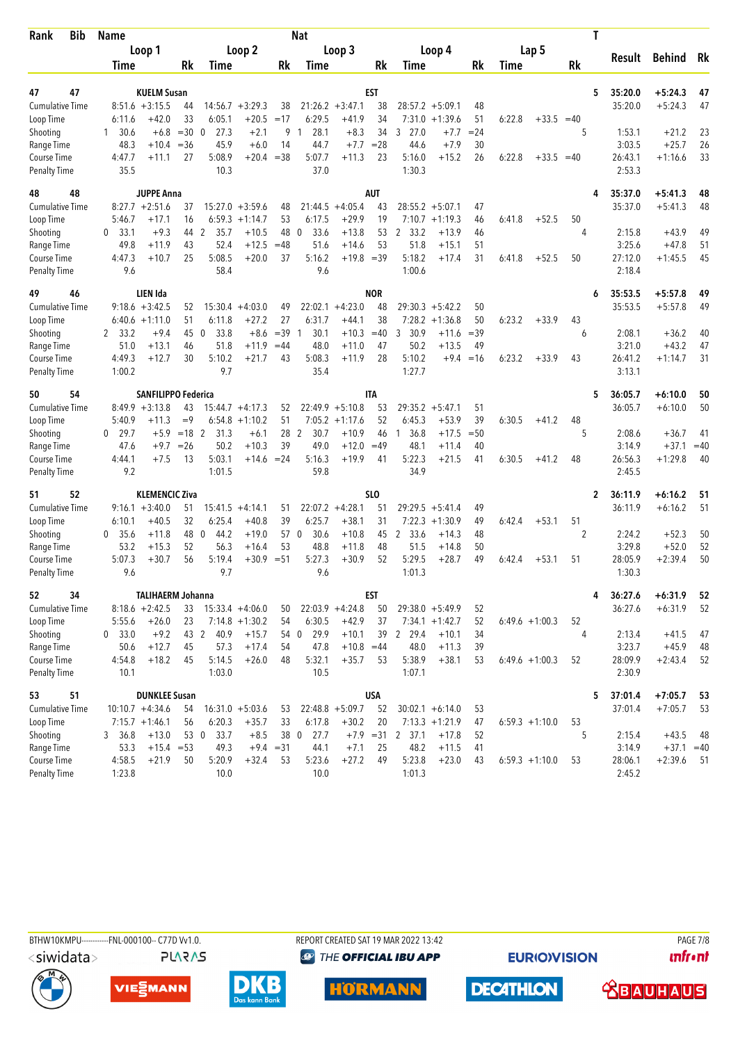| Rank | Bib | Name | | | | | | Nat | | | | | | | | | T | Result | Behind | Rk |
|---|---|---|---|---|---|---|---|---|---|---|---|---|---|---|---|---|---|---|---|---|
| | | Loop 1 | | | Loop 2 | | | Loop 3 | | | Loop 4 | | | Lap 5 | | | | | | |
| | | Time | | Rk | Time | | Rk | Time | | Rk | Time | | Rk | Time | | Rk | | | | |
| 47 | 47 | KUELM Susan | | | | | | EST | | | | | | | | | 5 | 35:20.0 | +5:24.3 | 47 |
| Cumulative Time | | 8:51.6 | +3:15.5 | 44 | 14:56.7 | +3:29.3 | 38 | 21:26.2 | +3:47.1 | 38 | 28:57.2 | +5:09.1 | 48 | | | | | 35:20.0 | +5:24.3 | 47 |
| Loop Time | | 6:11.6 | +42.0 | 33 | 6:05.1 | +20.5 | =17 | 6:29.5 | +41.9 | 34 | 7:31.0 | +1:39.6 | 51 | 6:22.8 | +33.5 | =40 | | | | |
| Shooting | | 1 30.6 | +6.8 | =30 | 0 27.3 | +2.1 | 9 | 1 28.1 | +8.3 | 34 | 3 27.0 | +7.7 | =24 | | | | 5 | 1:53.1 | +21.2 | 23 |
| Range Time | | 48.3 | +10.4 | =36 | 45.9 | +6.0 | 14 | 44.7 | +7.7 | =28 | 44.6 | +7.9 | 30 | | | | | 3:03.5 | +25.7 | 26 |
| Course Time | | 4:47.7 | +11.1 | 27 | 5:08.9 | +20.4 | =38 | 5:07.7 | +11.3 | 23 | 5:16.0 | +15.2 | 26 | 6:22.8 | +33.5 | =40 | | 26:43.1 | +1:16.6 | 33 |
| Penalty Time | | 35.5 | | | 10.3 | | | 37.0 | | | 1:30.3 | | | | | | | 2:53.3 | | |
| 48 | 48 | JUPPE Anna | | | | | | AUT | | | | | | | | | 4 | 35:37.0 | +5:41.3 | 48 |
| Cumulative Time | | 8:27.7 | +2:51.6 | 37 | 15:27.0 | +3:59.6 | 48 | 21:44.5 | +4:05.4 | 43 | 28:55.2 | +5:07.1 | 47 | | | | | 35:37.0 | +5:41.3 | 48 |
| Loop Time | | 5:46.7 | +17.1 | 16 | 6:59.3 | +1:14.7 | 53 | 6:17.5 | +29.9 | 19 | 7:10.7 | +1:19.3 | 46 | 6:41.8 | +52.5 | 50 | | | | |
| Shooting | | 0 33.1 | +9.3 | 44 | 2 35.7 | +10.5 | 48 | 0 33.6 | +13.8 | 53 | 2 33.2 | +13.9 | 46 | | | | 4 | 2:15.8 | +43.9 | 49 |
| Range Time | | 49.8 | +11.9 | 43 | 52.4 | +12.5 | =48 | 51.6 | +14.6 | 53 | 51.8 | +15.1 | 51 | | | | | 3:25.6 | +47.8 | 51 |
| Course Time | | 4:47.3 | +10.7 | 25 | 5:08.5 | +20.0 | 37 | 5:16.2 | +19.8 | =39 | 5:18.2 | +17.4 | 31 | 6:41.8 | +52.5 | 50 | | 27:12.0 | +1:45.5 | 45 |
| Penalty Time | | 9.6 | | | 58.4 | | | 9.6 | | | 1:00.6 | | | | | | | 2:18.4 | | |
| 49 | 46 | LIEN Ida | | | | | | NOR | | | | | | | | | 6 | 35:53.5 | +5:57.8 | 49 |
| Cumulative Time | | 9:18.6 | +3:42.5 | 52 | 15:30.4 | +4:03.0 | 49 | 22:02.1 | +4:23.0 | 48 | 29:30.3 | +5:42.2 | 50 | | | | | 35:53.5 | +5:57.8 | 49 |
| Loop Time | | 6:40.6 | +1:11.0 | 51 | 6:11.8 | +27.2 | 27 | 6:31.7 | +44.1 | 38 | 7:28.2 | +1:36.8 | 50 | 6:23.2 | +33.9 | 43 | | | | |
| Shooting | | 2 33.2 | +9.4 | 45 | 0 33.8 | +8.6 | =39 | 1 30.1 | +10.3 | =40 | 3 30.9 | +11.6 | =39 | | | | 6 | 2:08.1 | +36.2 | 40 |
| Range Time | | 51.0 | +13.1 | 46 | 51.8 | +11.9 | =44 | 48.0 | +11.0 | 47 | 50.2 | +13.5 | 49 | | | | | 3:21.0 | +43.2 | 47 |
| Course Time | | 4:49.3 | +12.7 | 30 | 5:10.2 | +21.7 | 43 | 5:08.3 | +11.9 | 28 | 5:10.2 | +9.4 | =16 | 6:23.2 | +33.9 | 43 | | 26:41.1 | +1:14.7 | 31 |
| Penalty Time | | 1:00.2 | | | 9.7 | | | 35.4 | | | 1:27.7 | | | | | | | 3:13.1 | | |
| 50 | 54 | SANFILIPPO Federica | | | | | | ITA | | | | | | | | | 5 | 36:05.7 | +6:10.0 | 50 |
| Cumulative Time | | 8:49.9 | +3:13.8 | 43 | 15:44.7 | +4:17.3 | 52 | 22:49.9 | +5:10.8 | 53 | 29:35.2 | +5:47.1 | 51 | | | | | 36:05.7 | +6:10.0 | 50 |
| Loop Time | | 5:40.9 | +11.3 | =9 | 6:54.8 | +1:10.2 | 51 | 7:05.2 | +1:17.6 | 52 | 6:45.3 | +53.9 | 39 | 6:30.5 | +41.2 | 48 | | | | |
| Shooting | | 0 29.7 | +5.9 | =18 | 2 31.3 | +6.1 | 28 | 2 30.7 | +10.9 | 46 | 1 36.8 | +17.5 | =50 | | | | 5 | 2:08.6 | +36.7 | 41 |
| Range Time | | 47.6 | +9.7 | =26 | 50.2 | +10.3 | 39 | 49.0 | +12.0 | =49 | 48.1 | +11.4 | 40 | | | | | 3:14.9 | +37.1 | =40 |
| Course Time | | 4:44.1 | +7.5 | 13 | 5:03.1 | +14.6 | =24 | 5:16.3 | +19.9 | 41 | 5:22.3 | +21.5 | 41 | 6:30.5 | +41.2 | 48 | | 26:56.3 | +1:29.8 | 40 |
| Penalty Time | | 9.2 | | | 1:01.5 | | | 59.8 | | | 34.9 | | | | | | | 2:45.5 | | |
| 51 | 52 | KLEMENCIC Ziva | | | | | | SLO | | | | | | | | | 2 | 36:11.9 | +6:16.2 | 51 |
| Cumulative Time | | 9:16.1 | +3:40.0 | 51 | 15:41.5 | +4:14.1 | 51 | 22:07.2 | +4:28.1 | 51 | 29:29.5 | +5:41.4 | 49 | | | | | 36:11.9 | +6:16.2 | 51 |
| Loop Time | | 6:10.1 | +40.5 | 32 | 6:25.4 | +40.8 | 39 | 6:25.7 | +38.1 | 31 | 7:22.3 | +1:30.9 | 49 | 6:42.4 | +53.1 | 51 | | | | |
| Shooting | | 0 35.6 | +11.8 | 48 | 0 44.2 | +19.0 | 57 | 0 30.6 | +10.8 | 45 | 2 33.6 | +14.3 | 48 | | | | 2 | 2:24.2 | +52.3 | 50 |
| Range Time | | 53.2 | +15.3 | 52 | 56.3 | +16.4 | 53 | 48.8 | +11.8 | 48 | 51.5 | +14.8 | 50 | | | | | 3:29.8 | +52.0 | 52 |
| Course Time | | 5:07.3 | +30.7 | 56 | 5:19.4 | +30.9 | =51 | 5:27.3 | +30.9 | 52 | 5:29.5 | +28.7 | 49 | 6:42.4 | +53.1 | 51 | | 28:05.9 | +2:39.4 | 50 |
| Penalty Time | | 9.6 | | | 9.7 | | | 9.6 | | | 1:01.3 | | | | | | | 1:30.3 | | |
| 52 | 34 | TALIHAERM Johanna | | | | | | EST | | | | | | | | | 4 | 36:27.6 | +6:31.9 | 52 |
| Cumulative Time | | 8:18.6 | +2:42.5 | 33 | 15:33.4 | +4:06.0 | 50 | 22:03.9 | +4:24.8 | 50 | 29:38.0 | +5:49.9 | 52 | | | | | 36:27.6 | +6:31.9 | 52 |
| Loop Time | | 5:55.6 | +26.0 | 23 | 7:14.8 | +1:30.2 | 54 | 6:30.5 | +42.9 | 37 | 7:34.1 | +1:42.7 | 52 | 6:49.6 | +1:00.3 | 52 | | | | |
| Shooting | | 0 33.0 | +9.2 | 43 | 2 40.9 | +15.7 | 54 | 0 29.9 | +10.1 | 39 | 2 29.4 | +10.1 | 34 | | | | 4 | 2:13.4 | +41.5 | 47 |
| Range Time | | 50.6 | +12.7 | 45 | 57.3 | +17.4 | 54 | 47.8 | +10.8 | =44 | 48.0 | +11.3 | 39 | | | | | 3:23.7 | +45.9 | 48 |
| Course Time | | 4:54.8 | +18.2 | 45 | 5:14.5 | +26.0 | 48 | 5:32.1 | +35.7 | 53 | 5:38.9 | +38.1 | 53 | 6:49.6 | +1:00.3 | 52 | | 28:09.9 | +2:43.4 | 52 |
| Penalty Time | | 10.1 | | | 1:03.0 | | | 10.5 | | | 1:07.1 | | | | | | | 2:30.9 | | |
| 53 | 51 | DUNKLEE Susan | | | | | | USA | | | | | | | | | 5 | 37:01.4 | +7:05.7 | 53 |
| Cumulative Time | | 10:10.7 | +4:34.6 | 54 | 16:31.0 | +5:03.6 | 53 | 22:48.8 | +5:09.7 | 52 | 30:02.1 | +6:14.0 | 53 | | | | | 37:01.4 | +7:05.7 | 53 |
| Loop Time | | 7:15.7 | +1:46.1 | 56 | 6:20.3 | +35.7 | 33 | 6:17.8 | +30.2 | 20 | 7:13.3 | +1:21.9 | 47 | 6:59.3 | +1:10.0 | 53 | | | | |
| Shooting | | 3 36.8 | +13.0 | 53 | 0 33.7 | +8.5 | 38 | 0 27.7 | +7.9 | =31 | 2 37.1 | +17.8 | 52 | | | | 5 | 2:15.4 | +43.5 | 48 |
| Range Time | | 53.3 | +15.4 | =53 | 49.3 | +9.4 | =31 | 44.1 | +7.1 | 25 | 48.2 | +11.5 | 41 | | | | | 3:14.9 | +37.1 | =40 |
| Course Time | | 4:58.5 | +21.9 | 50 | 5:20.9 | +32.4 | 53 | 5:23.6 | +27.2 | 49 | 5:23.8 | +23.0 | 43 | 6:59.3 | +1:10.0 | 53 | | 28:06.1 | +2:39.6 | 51 |
| Penalty Time | | 1:23.8 | | | 10.0 | | | 10.0 | | | 1:01.3 | | | | | | | 2:45.2 | | |

BTHW10KMPU-----------FNL-000100-- C77D Vv1.0. REPORT CREATED SAT 19 MAR 2022 13:42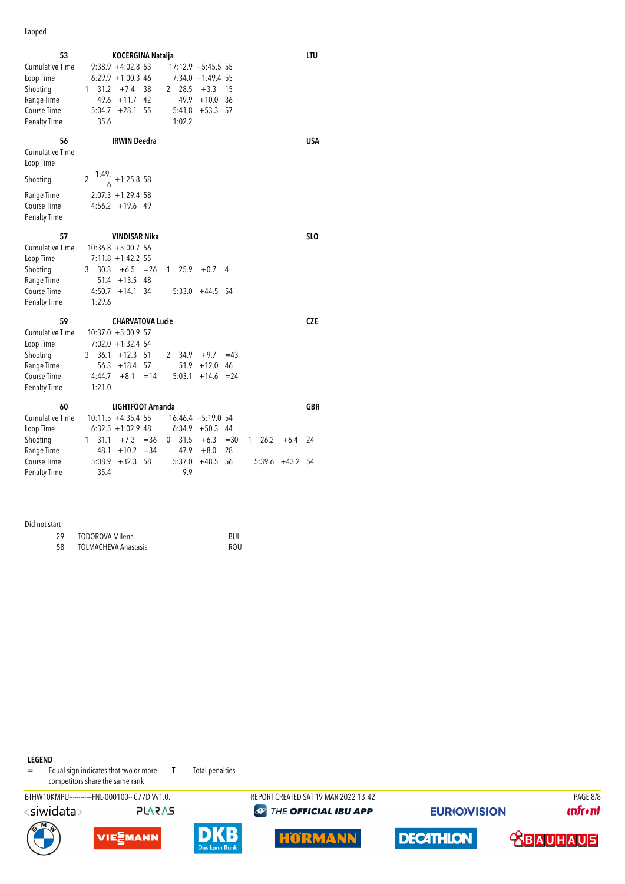Lapped

| 53 | KOCERGINA Natalja | | | LTU |
|---|---|---|---|---|
| Cumulative Time | 9:38.9 +4:02.8 53 | 17:12.9 +5:45.5 55 | | |
| Loop Time | 6:29.9 +1:00.3 46 | 7:34.0 +1:49.4 55 | | |
| Shooting | 1 31.2 +7.4 38 | 2 28.5 +3.3 15 | | |
| Range Time | 49.6 +11.7 42 | 49.9 +10.0 36 | | |
| Course Time | 5:04.7 +28.1 55 | 5:41.8 +53.3 57 | | |
| Penalty Time | 35.6 | 1:02.2 | | |

| 56 | IRWIN Deedra | | | USA |
|---|---|---|---|---|
| Cumulative Time | | | | |
| Loop Time | | | | |
| Shooting | 2 1:49.6 +1:25.8 58 | | | |
| Range Time | 2:07.3 +1:29.4 58 | | | |
| Course Time | 4:56.2 +19.6 49 | | | |
| Penalty Time | | | | |

| 57 | VINDISAR Nika | | | SLO |
|---|---|---|---|---|
| Cumulative Time | 10:36.8 +5:00.7 56 | | | |
| Loop Time | 7:11.8 +1:42.2 55 | | | |
| Shooting | 3 30.3 +6.5 =26 | 1 25.9 +0.7 4 | | |
| Range Time | 51.4 +13.5 48 | | | |
| Course Time | 4:50.7 +14.1 34 | 5:33.0 +44.5 54 | | |
| Penalty Time | 1:29.6 | | | |

| 59 | CHARVATOVA Lucie | | | CZE |
|---|---|---|---|---|
| Cumulative Time | 10:37.0 +5:00.9 57 | | | |
| Loop Time | 7:02.0 +1:32.4 54 | | | |
| Shooting | 3 36.1 +12.3 51 | 2 34.9 +9.7 =43 | | |
| Range Time | 56.3 +18.4 57 | 51.9 +12.0 46 | | |
| Course Time | 4:44.7 +8.1 =14 | 5:03.1 +14.6 =24 | | |
| Penalty Time | 1:21.0 | | | |

| 60 | LIGHTFOOT Amanda | | | GBR |
|---|---|---|---|---|
| Cumulative Time | 10:11.5 +4:35.4 55 | 16:46.4 +5:19.0 54 | | |
| Loop Time | 6:32.5 +1:02.9 48 | 6:34.9 +50.3 44 | | |
| Shooting | 1 31.1 +7.3 =36 | 0 31.5 +6.3 =30 | 1 26.2 +6.4 24 | |
| Range Time | 48.1 +10.2 =34 | 47.9 +8.0 28 | | |
| Course Time | 5:08.9 +32.3 58 | 5:37.0 +48.5 56 | 5:39.6 +43.2 54 | |
| Penalty Time | 35.4 | 9.9 | | |

Did not start

| | | |
|---|---|---|
| 29 | TODOROVA Milena | BUL |
| 58 | TOLMACHEVA Anastasia | ROU |

**LEGEND**

= Equal sign indicates that two or more competitors share the same rank

T Total penalties

BTHW10KMPU-----------FNL-000100-- C77D Vv1.0. REPORT CREATED SAT 19 MAR 2022 13:42